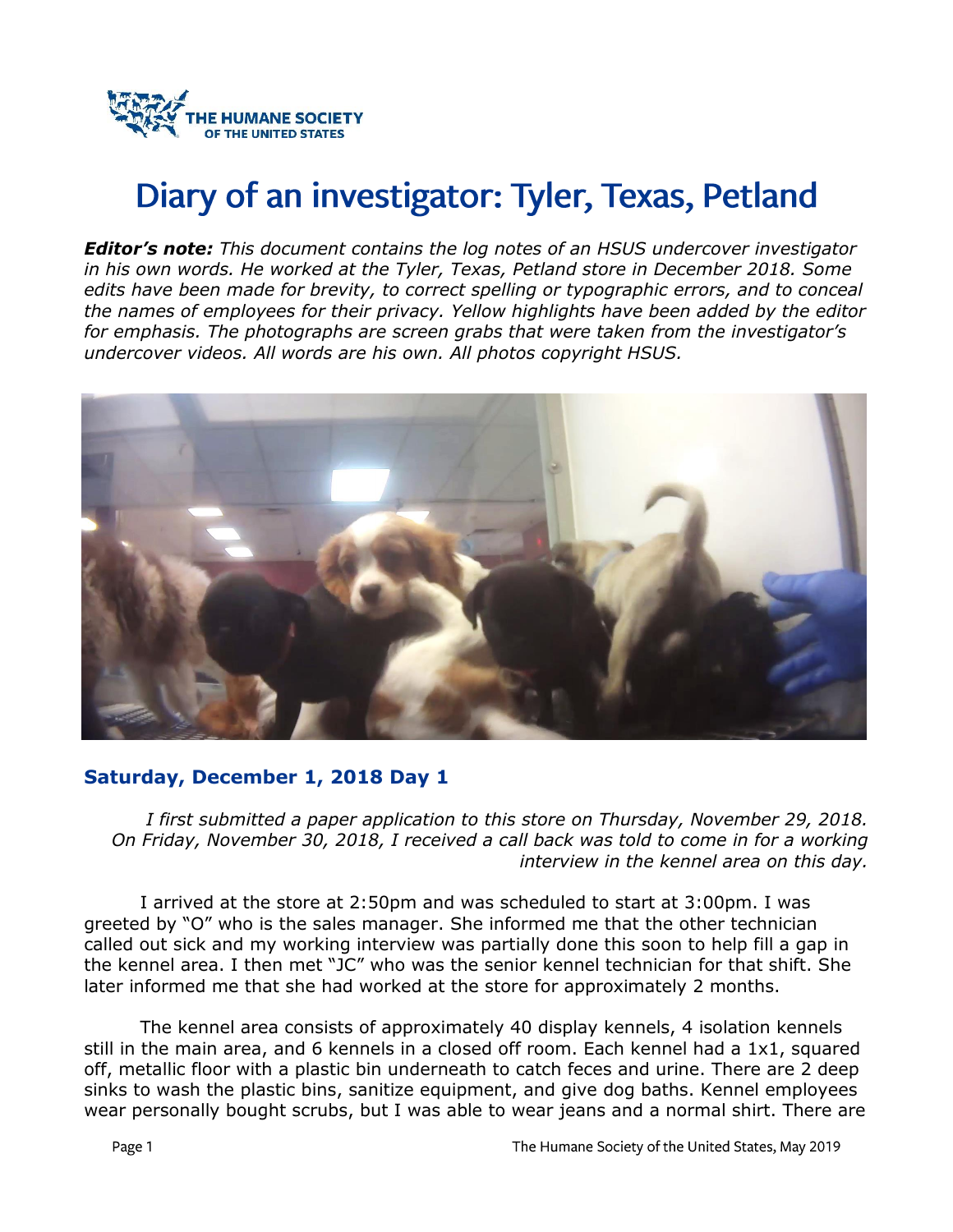THE HUMANE SOCIETY OF THE UNITED STATES

# Diary of an investigator: Tyler, Texas, Petland

***Editor's note:*** *This document contains the log notes of an HSUS undercover investigator in his own words. He worked at the Tyler, Texas, Petland store in December 2018. Some edits have been made for brevity, to correct spelling or typographic errors, and to conceal the names of employees for their privacy. Yellow highlights have been added by the editor for emphasis. The photographs are screen grabs that were taken from the investigator's undercover videos. All words are his own. All photos copyright HSUS.*

## Saturday, December 1, 2018 Day 1

*I first submitted a paper application to this store on Thursday, November 29, 2018. On Friday, November 30, 2018, I received a call back was told to come in for a working interview in the kennel area on this day.*

I arrived at the store at 2:50pm and was scheduled to start at 3:00pm. I was greeted by "O" who is the sales manager. She informed me that the other technician called out sick and my working interview was partially done this soon to help fill a gap in the kennel area. I then met "JC" who was the senior kennel technician for that shift. She later informed me that she had worked at the store for approximately 2 months.

The kennel area consists of approximately 40 display kennels, 4 isolation kennels still in the main area, and 6 kennels in a closed off room. Each kennel had a 1x1, squared off, metallic floor with a plastic bin underneath to catch feces and urine. There are 2 deep sinks to wash the plastic bins, sanitize equipment, and give dog baths. Kennel employees wear personally bought scrubs, but I was able to wear jeans and a normal shirt. There are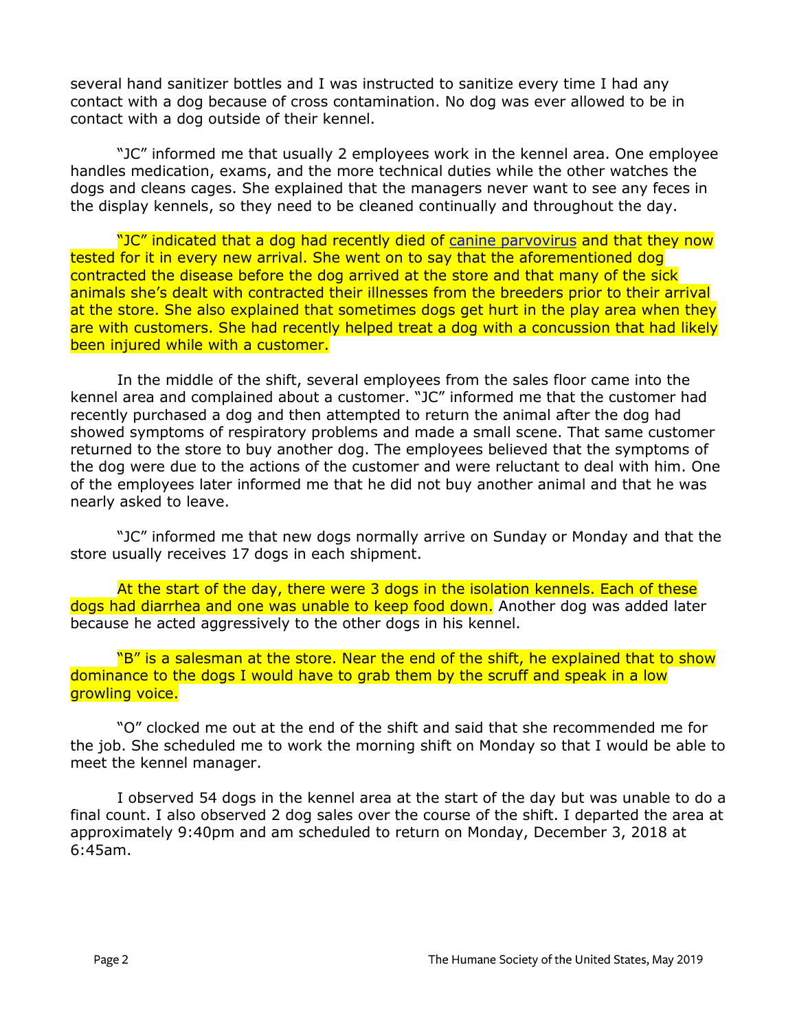several hand sanitizer bottles and I was instructed to sanitize every time I had any contact with a dog because of cross contamination. No dog was ever allowed to be in contact with a dog outside of their kennel.

"JC" informed me that usually 2 employees work in the kennel area. One employee handles medication, exams, and the more technical duties while the other watches the dogs and cleans cages. She explained that the managers never want to see any feces in the display kennels, so they need to be cleaned continually and throughout the day.

"JC" indicated that a dog had recently died of [canine parvovirus](canine parvovirus) and that they now tested for it in every new arrival. She went on to say that the aforementioned dog contracted the disease before the dog arrived at the store and that many of the sick animals she's dealt with contracted their illnesses from the breeders prior to their arrival at the store. She also explained that sometimes dogs get hurt in the play area when they are with customers. She had recently helped treat a dog with a concussion that had likely been injured while with a customer.

In the middle of the shift, several employees from the sales floor came into the kennel area and complained about a customer. "JC" informed me that the customer had recently purchased a dog and then attempted to return the animal after the dog had showed symptoms of respiratory problems and made a small scene. That same customer returned to the store to buy another dog. The employees believed that the symptoms of the dog were due to the actions of the customer and were reluctant to deal with him. One of the employees later informed me that he did not buy another animal and that he was nearly asked to leave.

"JC" informed me that new dogs normally arrive on Sunday or Monday and that the store usually receives 17 dogs in each shipment.

At the start of the day, there were 3 dogs in the isolation kennels. Each of these dogs had diarrhea and one was unable to keep food down. Another dog was added later because he acted aggressively to the other dogs in his kennel.

"B" is a salesman at the store. Near the end of the shift, he explained that to show dominance to the dogs I would have to grab them by the scruff and speak in a low growling voice.

"O" clocked me out at the end of the shift and said that she recommended me for the job. She scheduled me to work the morning shift on Monday so that I would be able to meet the kennel manager.

I observed 54 dogs in the kennel area at the start of the day but was unable to do a final count. I also observed 2 dog sales over the course of the shift. I departed the area at approximately 9:40pm and am scheduled to return on Monday, December 3, 2018 at 6:45am.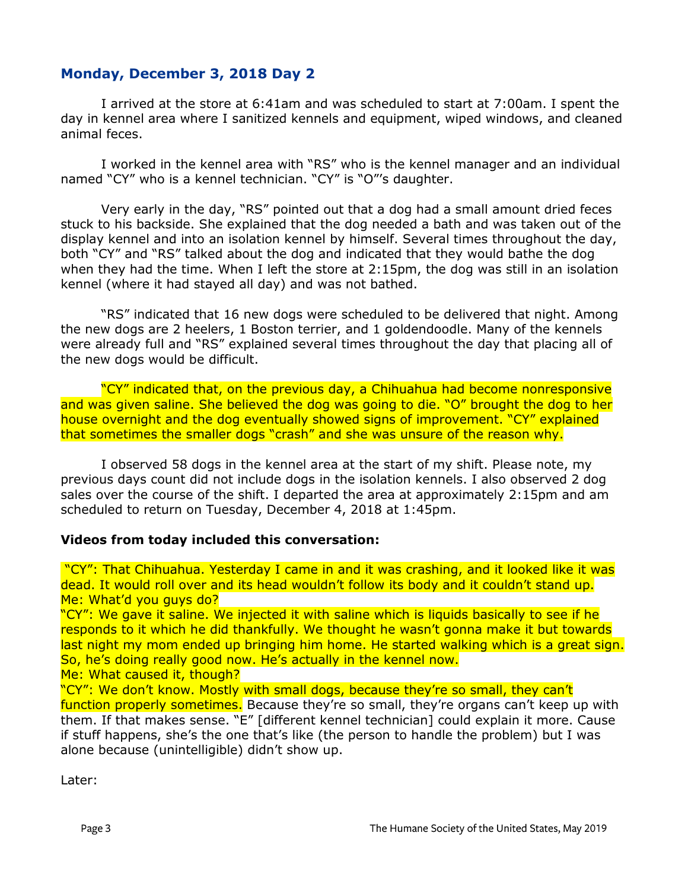## Monday, December 3, 2018 Day 2

I arrived at the store at 6:41am and was scheduled to start at 7:00am. I spent the day in kennel area where I sanitized kennels and equipment, wiped windows, and cleaned animal feces.

I worked in the kennel area with "RS" who is the kennel manager and an individual named "CY" who is a kennel technician. "CY" is "O"'s daughter.

Very early in the day, "RS" pointed out that a dog had a small amount dried feces stuck to his backside. She explained that the dog needed a bath and was taken out of the display kennel and into an isolation kennel by himself. Several times throughout the day, both "CY" and "RS" talked about the dog and indicated that they would bathe the dog when they had the time. When I left the store at 2:15pm, the dog was still in an isolation kennel (where it had stayed all day) and was not bathed.

"RS" indicated that 16 new dogs were scheduled to be delivered that night. Among the new dogs are 2 heelers, 1 Boston terrier, and 1 goldendoodle. Many of the kennels were already full and "RS" explained several times throughout the day that placing all of the new dogs would be difficult.

"CY" indicated that, on the previous day, a Chihuahua had become nonresponsive and was given saline. She believed the dog was going to die. "O" brought the dog to her house overnight and the dog eventually showed signs of improvement. "CY" explained that sometimes the smaller dogs "crash" and she was unsure of the reason why.

I observed 58 dogs in the kennel area at the start of my shift. Please note, my previous days count did not include dogs in the isolation kennels. I also observed 2 dog sales over the course of the shift. I departed the area at approximately 2:15pm and am scheduled to return on Tuesday, December 4, 2018 at 1:45pm.

**Videos from today included this conversation:**

"CY": That Chihuahua. Yesterday I came in and it was crashing, and it looked like it was dead. It would roll over and its head wouldn't follow its body and it couldn't stand up.
Me: What'd you guys do?
"CY": We gave it saline. We injected it with saline which is liquids basically to see if he responds to it which he did thankfully. We thought he wasn't gonna make it but towards last night my mom ended up bringing him home. He started walking which is a great sign. So, he's doing really good now. He's actually in the kennel now.
Me: What caused it, though?
"CY": We don't know. Mostly with small dogs, because they're so small, they can't function properly sometimes. Because they're so small, they're organs can't keep up with them. If that makes sense. "E" [different kennel technician] could explain it more. Cause if stuff happens, she's the one that's like (the person to handle the problem) but I was alone because (unintelligible) didn't show up.

Later: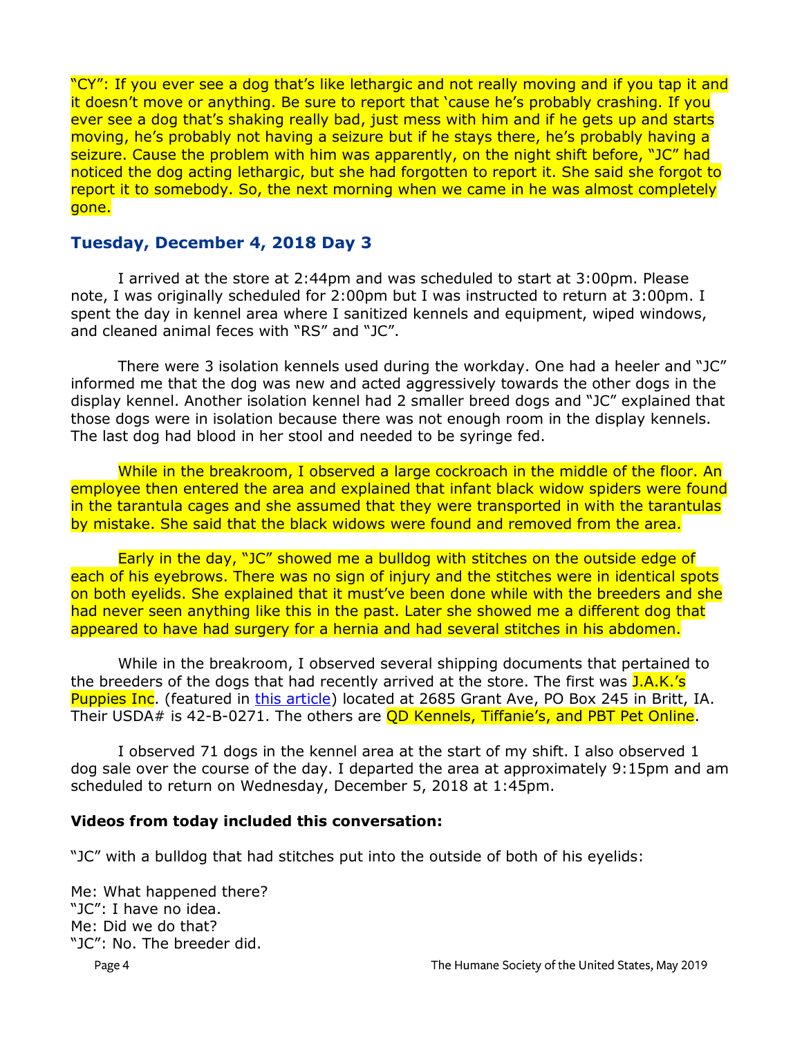"CY": If you ever see a dog that's like lethargic and not really moving and if you tap it and it doesn't move or anything. Be sure to report that 'cause he's probably crashing. If you ever see a dog that's shaking really bad, just mess with him and if he gets up and starts moving, he's probably not having a seizure but if he stays there, he's probably having a seizure. Cause the problem with him was apparently, on the night shift before, "JC" had noticed the dog acting lethargic, but she had forgotten to report it. She said she forgot to report it to somebody. So, the next morning when we came in he was almost completely gone.

### Tuesday, December 4, 2018 Day 3

I arrived at the store at 2:44pm and was scheduled to start at 3:00pm. Please note, I was originally scheduled for 2:00pm but I was instructed to return at 3:00pm. I spent the day in kennel area where I sanitized kennels and equipment, wiped windows, and cleaned animal feces with "RS" and "JC".

There were 3 isolation kennels used during the workday. One had a heeler and "JC" informed me that the dog was new and acted aggressively towards the other dogs in the display kennel. Another isolation kennel had 2 smaller breed dogs and "JC" explained that those dogs were in isolation because there was not enough room in the display kennels. The last dog had blood in her stool and needed to be syringe fed.

While in the breakroom, I observed a large cockroach in the middle of the floor. An employee then entered the area and explained that infant black widow spiders were found in the tarantula cages and she assumed that they were transported in with the tarantulas by mistake. She said that the black widows were found and removed from the area.

Early in the day, "JC" showed me a bulldog with stitches on the outside edge of each of his eyebrows. There was no sign of injury and the stitches were in identical spots on both eyelids. She explained that it must've been done while with the breeders and she had never seen anything like this in the past. Later she showed me a different dog that appeared to have had surgery for a hernia and had several stitches in his abdomen.

While in the breakroom, I observed several shipping documents that pertained to the breeders of the dogs that had recently arrived at the store. The first was J.A.K.'s Puppies Inc. (featured in this article) located at 2685 Grant Ave, PO Box 245 in Britt, IA. Their USDA# is 42-B-0271. The others are QD Kennels, Tiffanie's, and PBT Pet Online.

I observed 71 dogs in the kennel area at the start of my shift. I also observed 1 dog sale over the course of the day. I departed the area at approximately 9:15pm and am scheduled to return on Wednesday, December 5, 2018 at 1:45pm.

**Videos from today included this conversation:**

"JC" with a bulldog that had stitches put into the outside of both of his eyelids:

Me: What happened there?
"JC": I have no idea.
Me: Did we do that?
"JC": No. The breeder did.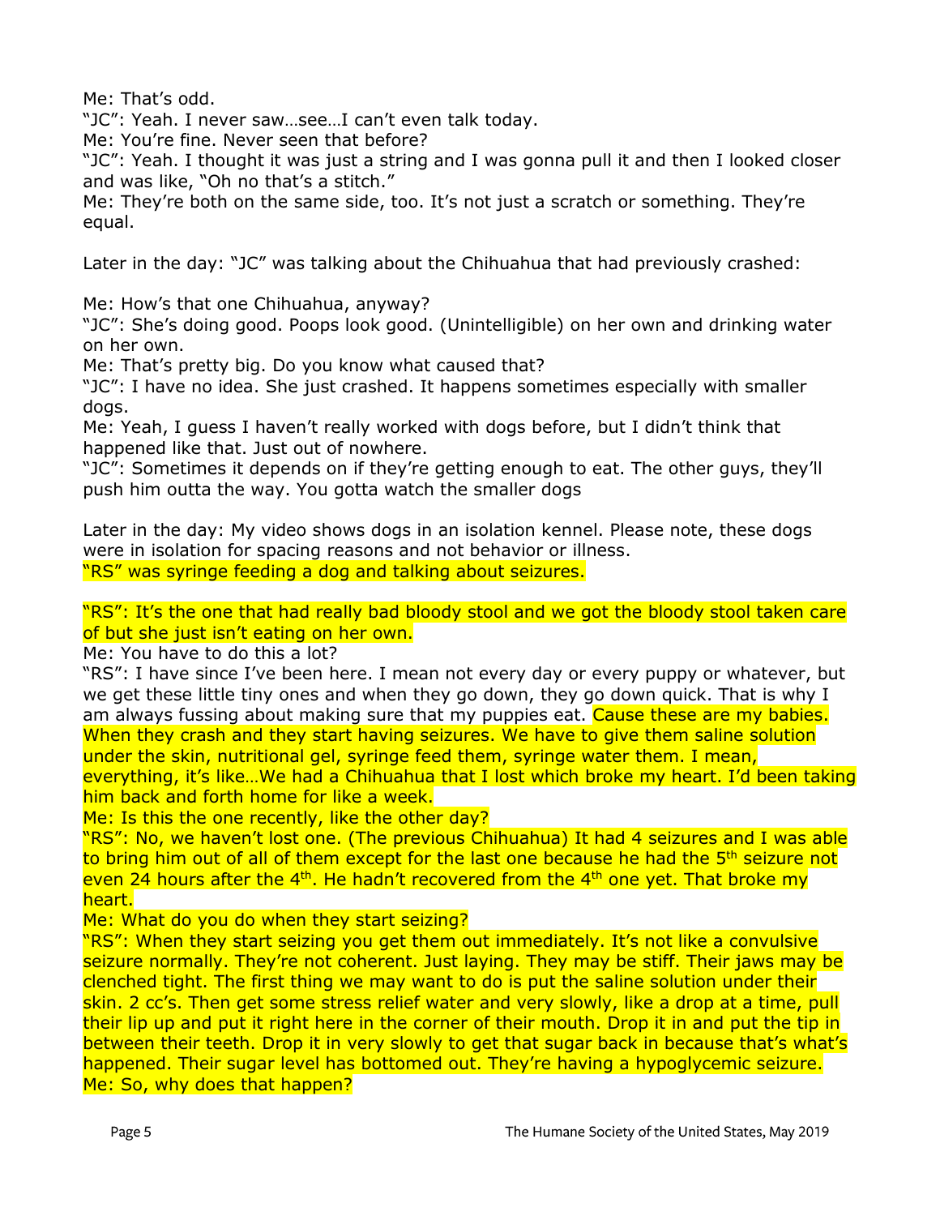Me: That's odd.
"JC": Yeah. I never saw…see…I can't even talk today.
Me: You're fine. Never seen that before?
"JC": Yeah. I thought it was just a string and I was gonna pull it and then I looked closer and was like, "Oh no that's a stitch."
Me: They're both on the same side, too. It's not just a scratch or something. They're equal.

Later in the day: "JC" was talking about the Chihuahua that had previously crashed:

Me: How's that one Chihuahua, anyway?
"JC": She's doing good. Poops look good. (Unintelligible) on her own and drinking water on her own.
Me: That's pretty big. Do you know what caused that?
"JC": I have no idea. She just crashed. It happens sometimes especially with smaller dogs.
Me: Yeah, I guess I haven't really worked with dogs before, but I didn't think that happened like that. Just out of nowhere.
"JC": Sometimes it depends on if they're getting enough to eat. The other guys, they'll push him outta the way. You gotta watch the smaller dogs

Later in the day: My video shows dogs in an isolation kennel. Please note, these dogs were in isolation for spacing reasons and not behavior or illness.
"RS" was syringe feeding a dog and talking about seizures.

"RS": It's the one that had really bad bloody stool and we got the bloody stool taken care of but she just isn't eating on her own.
Me: You have to do this a lot?
"RS": I have since I've been here. I mean not every day or every puppy or whatever, but we get these little tiny ones and when they go down, they go down quick. That is why I am always fussing about making sure that my puppies eat. Cause these are my babies. When they crash and they start having seizures. We have to give them saline solution under the skin, nutritional gel, syringe feed them, syringe water them. I mean, everything, it's like…We had a Chihuahua that I lost which broke my heart. I'd been taking him back and forth home for like a week.
Me: Is this the one recently, like the other day?
"RS": No, we haven't lost one. (The previous Chihuahua) It had 4 seizures and I was able to bring him out of all of them except for the last one because he had the 5th seizure not even 24 hours after the 4th. He hadn't recovered from the 4th one yet. That broke my heart.
Me: What do you do when they start seizing?
"RS": When they start seizing you get them out immediately. It's not like a convulsive seizure normally. They're not coherent. Just laying. They may be stiff. Their jaws may be clenched tight. The first thing we may want to do is put the saline solution under their skin. 2 cc's. Then get some stress relief water and very slowly, like a drop at a time, pull their lip up and put it right here in the corner of their mouth. Drop it in and put the tip in between their teeth. Drop it in very slowly to get that sugar back in because that's what's happened. Their sugar level has bottomed out. They're having a hypoglycemic seizure.
Me: So, why does that happen?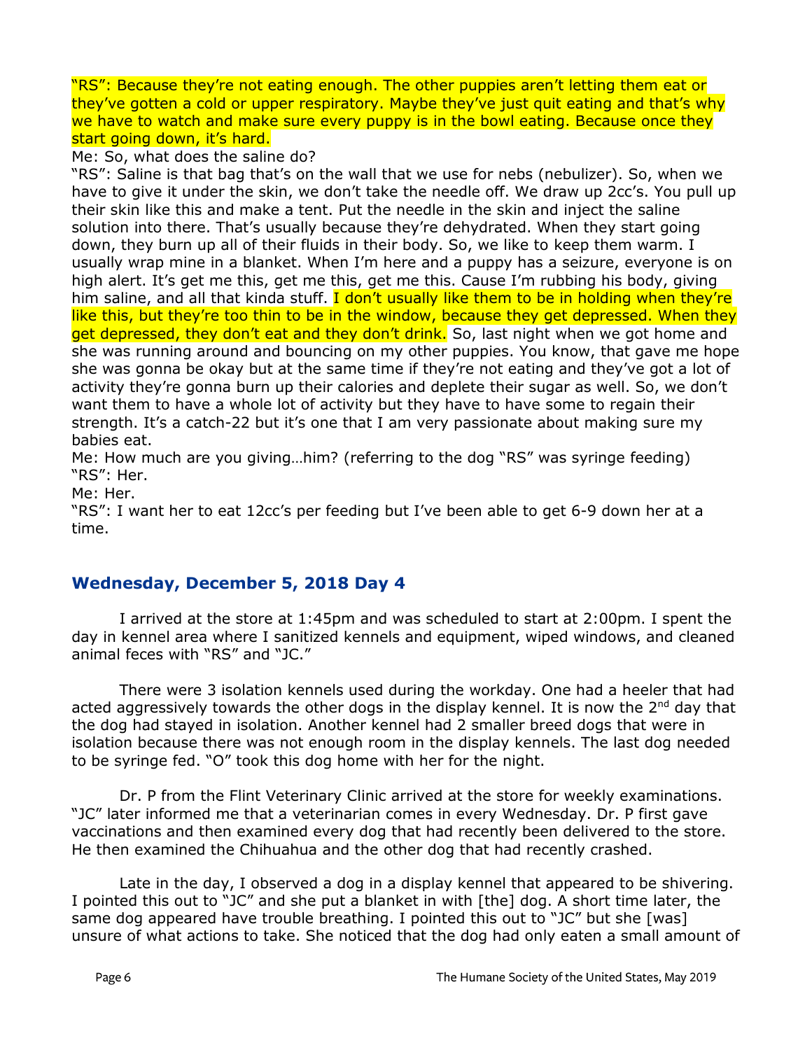"RS": Because they're not eating enough. The other puppies aren't letting them eat or they've gotten a cold or upper respiratory. Maybe they've just quit eating and that's why we have to watch and make sure every puppy is in the bowl eating. Because once they start going down, it's hard.

Me: So, what does the saline do?

"RS": Saline is that bag that's on the wall that we use for nebs (nebulizer). So, when we have to give it under the skin, we don't take the needle off. We draw up 2cc's. You pull up their skin like this and make a tent. Put the needle in the skin and inject the saline solution into there. That's usually because they're dehydrated. When they start going down, they burn up all of their fluids in their body. So, we like to keep them warm. I usually wrap mine in a blanket. When I'm here and a puppy has a seizure, everyone is on high alert. It's get me this, get me this, get me this. Cause I'm rubbing his body, giving him saline, and all that kinda stuff. I don't usually like them to be in holding when they're like this, but they're too thin to be in the window, because they get depressed. When they get depressed, they don't eat and they don't drink. So, last night when we got home and she was running around and bouncing on my other puppies. You know, that gave me hope she was gonna be okay but at the same time if they're not eating and they've got a lot of activity they're gonna burn up their calories and deplete their sugar as well. So, we don't want them to have a whole lot of activity but they have to have some to regain their strength. It's a catch-22 but it's one that I am very passionate about making sure my babies eat.

Me: How much are you giving…him? (referring to the dog "RS" was syringe feeding)

"RS": Her.

Me: Her.

"RS": I want her to eat 12cc's per feeding but I've been able to get 6-9 down her at a time.

## Wednesday, December 5, 2018 Day 4

I arrived at the store at 1:45pm and was scheduled to start at 2:00pm. I spent the day in kennel area where I sanitized kennels and equipment, wiped windows, and cleaned animal feces with "RS" and "JC."

There were 3 isolation kennels used during the workday. One had a heeler that had acted aggressively towards the other dogs in the display kennel. It is now the 2nd day that the dog had stayed in isolation. Another kennel had 2 smaller breed dogs that were in isolation because there was not enough room in the display kennels. The last dog needed to be syringe fed. "O" took this dog home with her for the night.

Dr. P from the Flint Veterinary Clinic arrived at the store for weekly examinations. "JC" later informed me that a veterinarian comes in every Wednesday. Dr. P first gave vaccinations and then examined every dog that had recently been delivered to the store. He then examined the Chihuahua and the other dog that had recently crashed.

Late in the day, I observed a dog in a display kennel that appeared to be shivering. I pointed this out to "JC" and she put a blanket in with [the] dog. A short time later, the same dog appeared have trouble breathing. I pointed this out to "JC" but she [was] unsure of what actions to take. She noticed that the dog had only eaten a small amount of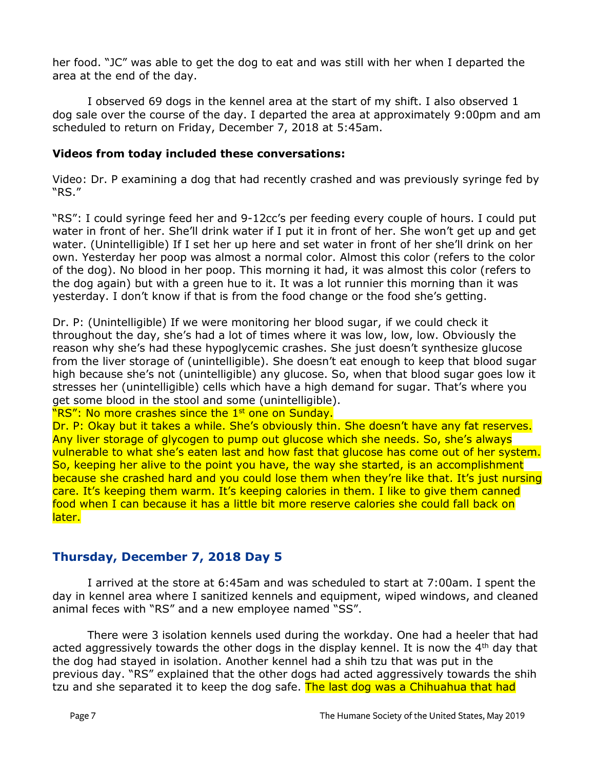her food. "JC" was able to get the dog to eat and was still with her when I departed the area at the end of the day.

I observed 69 dogs in the kennel area at the start of my shift. I also observed 1 dog sale over the course of the day. I departed the area at approximately 9:00pm and am scheduled to return on Friday, December 7, 2018 at 5:45am.

**Videos from today included these conversations:**

Video: Dr. P examining a dog that had recently crashed and was previously syringe fed by "RS."

"RS": I could syringe feed her and 9-12cc's per feeding every couple of hours. I could put water in front of her. She'll drink water if I put it in front of her. She won't get up and get water. (Unintelligible) If I set her up here and set water in front of her she'll drink on her own. Yesterday her poop was almost a normal color. Almost this color (refers to the color of the dog). No blood in her poop. This morning it had, it was almost this color (refers to the dog again) but with a green hue to it. It was a lot runnier this morning than it was yesterday. I don't know if that is from the food change or the food she's getting.

Dr. P: (Unintelligible) If we were monitoring her blood sugar, if we could check it throughout the day, she's had a lot of times where it was low, low, low. Obviously the reason why she's had these hypoglycemic crashes. She just doesn't synthesize glucose from the liver storage of (unintelligible). She doesn't eat enough to keep that blood sugar high because she's not (unintelligible) any glucose. So, when that blood sugar goes low it stresses her (unintelligible) cells which have a high demand for sugar. That's where you get some blood in the stool and some (unintelligible).
"RS": No more crashes since the 1st one on Sunday.
Dr. P: Okay but it takes a while. She's obviously thin. She doesn't have any fat reserves. Any liver storage of glycogen to pump out glucose which she needs. So, she's always vulnerable to what she's eaten last and how fast that glucose has come out of her system. So, keeping her alive to the point you have, the way she started, is an accomplishment because she crashed hard and you could lose them when they're like that. It's just nursing care. It's keeping them warm. It's keeping calories in them. I like to give them canned food when I can because it has a little bit more reserve calories she could fall back on later.

## Thursday, December 7, 2018 Day 5

I arrived at the store at 6:45am and was scheduled to start at 7:00am. I spent the day in kennel area where I sanitized kennels and equipment, wiped windows, and cleaned animal feces with "RS" and a new employee named "SS".

There were 3 isolation kennels used during the workday. One had a heeler that had acted aggressively towards the other dogs in the display kennel. It is now the 4th day that the dog had stayed in isolation. Another kennel had a shih tzu that was put in the previous day. "RS" explained that the other dogs had acted aggressively towards the shih tzu and she separated it to keep the dog safe. The last dog was a Chihuahua that had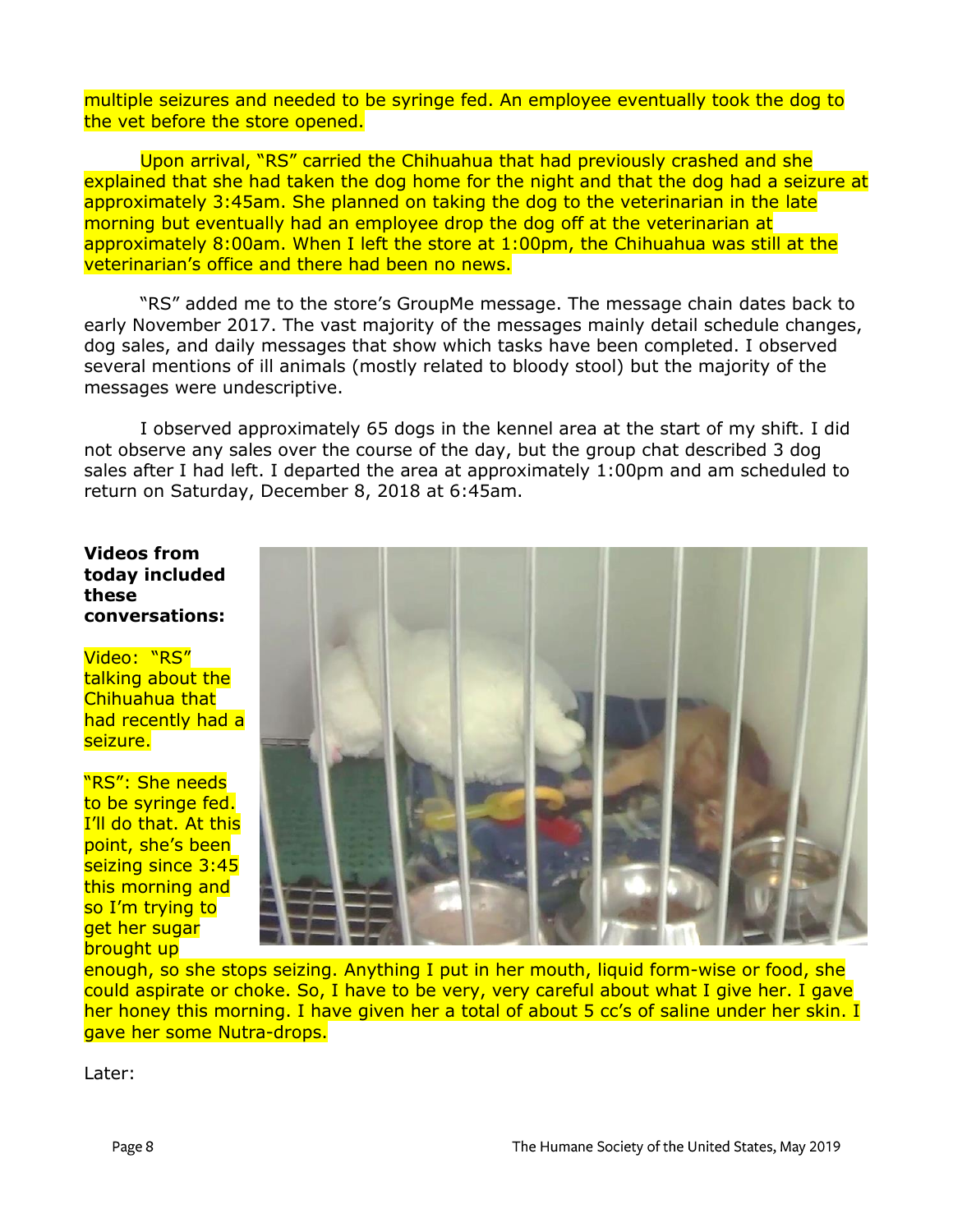multiple seizures and needed to be syringe fed. An employee eventually took the dog to the vet before the store opened.

Upon arrival, "RS" carried the Chihuahua that had previously crashed and she explained that she had taken the dog home for the night and that the dog had a seizure at approximately 3:45am. She planned on taking the dog to the veterinarian in the late morning but eventually had an employee drop the dog off at the veterinarian at approximately 8:00am. When I left the store at 1:00pm, the Chihuahua was still at the veterinarian's office and there had been no news.

"RS" added me to the store's GroupMe message. The message chain dates back to early November 2017. The vast majority of the messages mainly detail schedule changes, dog sales, and daily messages that show which tasks have been completed. I observed several mentions of ill animals (mostly related to bloody stool) but the majority of the messages were undescriptive.

I observed approximately 65 dogs in the kennel area at the start of my shift. I did not observe any sales over the course of the day, but the group chat described 3 dog sales after I had left. I departed the area at approximately 1:00pm and am scheduled to return on Saturday, December 8, 2018 at 6:45am.

**Videos from today included these conversations:**

Video: "RS" talking about the Chihuahua that had recently had a seizure.

"RS": She needs to be syringe fed. I'll do that. At this point, she's been seizing since 3:45 this morning and so I'm trying to get her sugar brought up enough, so she stops seizing. Anything I put in her mouth, liquid form-wise or food, she could aspirate or choke. So, I have to be very, very careful about what I give her. I gave her honey this morning. I have given her a total of about 5 cc's of saline under her skin. I gave her some Nutra-drops.

Later: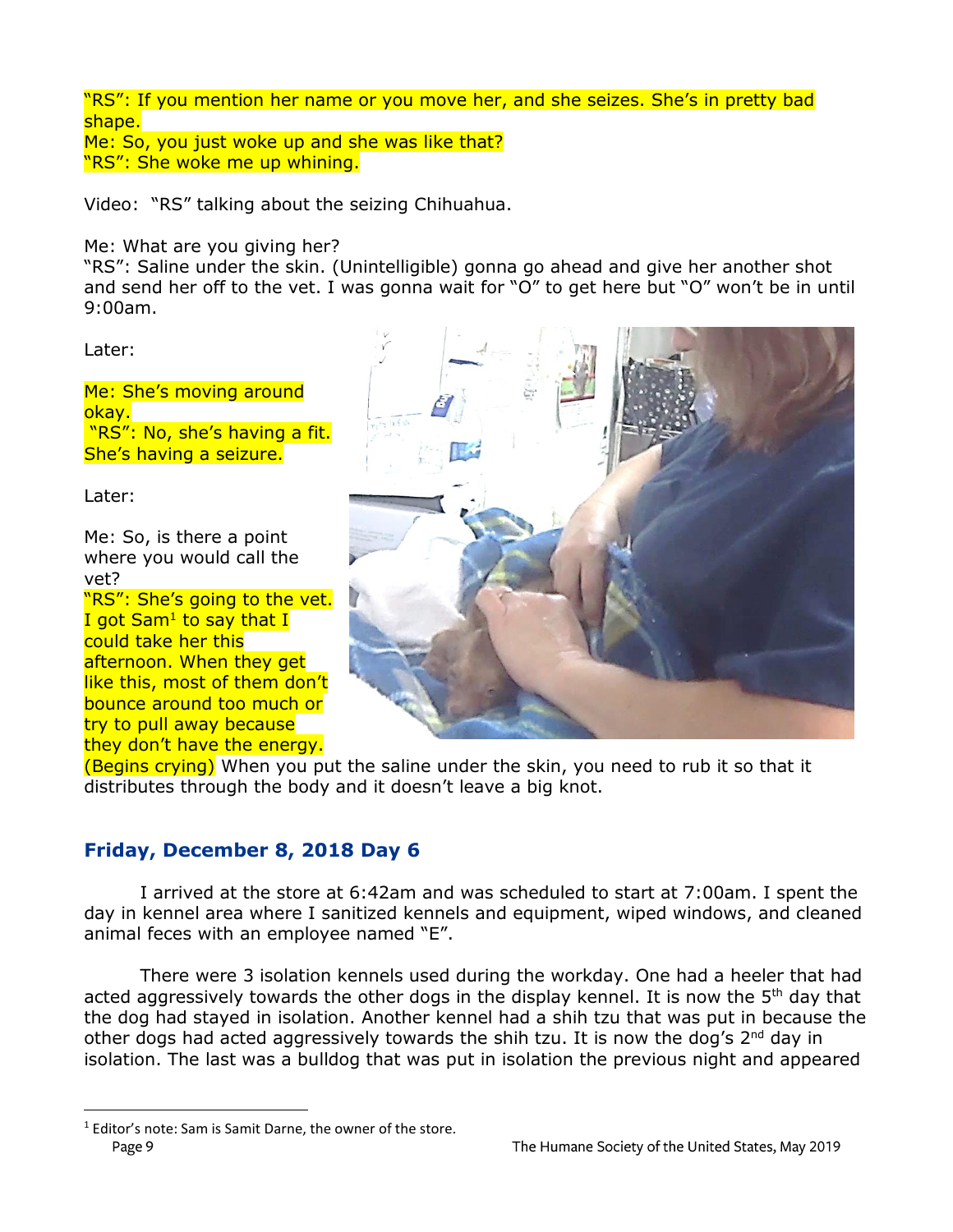"RS": If you mention her name or you move her, and she seizes. She's in pretty bad shape.
Me: So, you just woke up and she was like that?
"RS": She woke me up whining.

Video: "RS" talking about the seizing Chihuahua.

Me: What are you giving her?
"RS": Saline under the skin. (Unintelligible) gonna go ahead and give her another shot and send her off to the vet. I was gonna wait for "O" to get here but "O" won't be in until 9:00am.

Later:

Me: She's moving around okay.
"RS": No, she's having a fit. She's having a seizure.

Later:

Me: So, is there a point where you would call the vet?
"RS": She's going to the vet. I got Sam[1] to say that I could take her this afternoon. When they get like this, most of them don't bounce around too much or try to pull away because they don't have the energy. (Begins crying) When you put the saline under the skin, you need to rub it so that it distributes through the body and it doesn't leave a big knot.

## Friday, December 8, 2018 Day 6

I arrived at the store at 6:42am and was scheduled to start at 7:00am. I spent the day in kennel area where I sanitized kennels and equipment, wiped windows, and cleaned animal feces with an employee named "E".

There were 3 isolation kennels used during the workday. One had a heeler that had acted aggressively towards the other dogs in the display kennel. It is now the 5th day that the dog had stayed in isolation. Another kennel had a shih tzu that was put in because the other dogs had acted aggressively towards the shih tzu. It is now the dog's 2nd day in isolation. The last was a bulldog that was put in isolation the previous night and appeared

[1] Editor's note: Sam is Samit Darne, the owner of the store.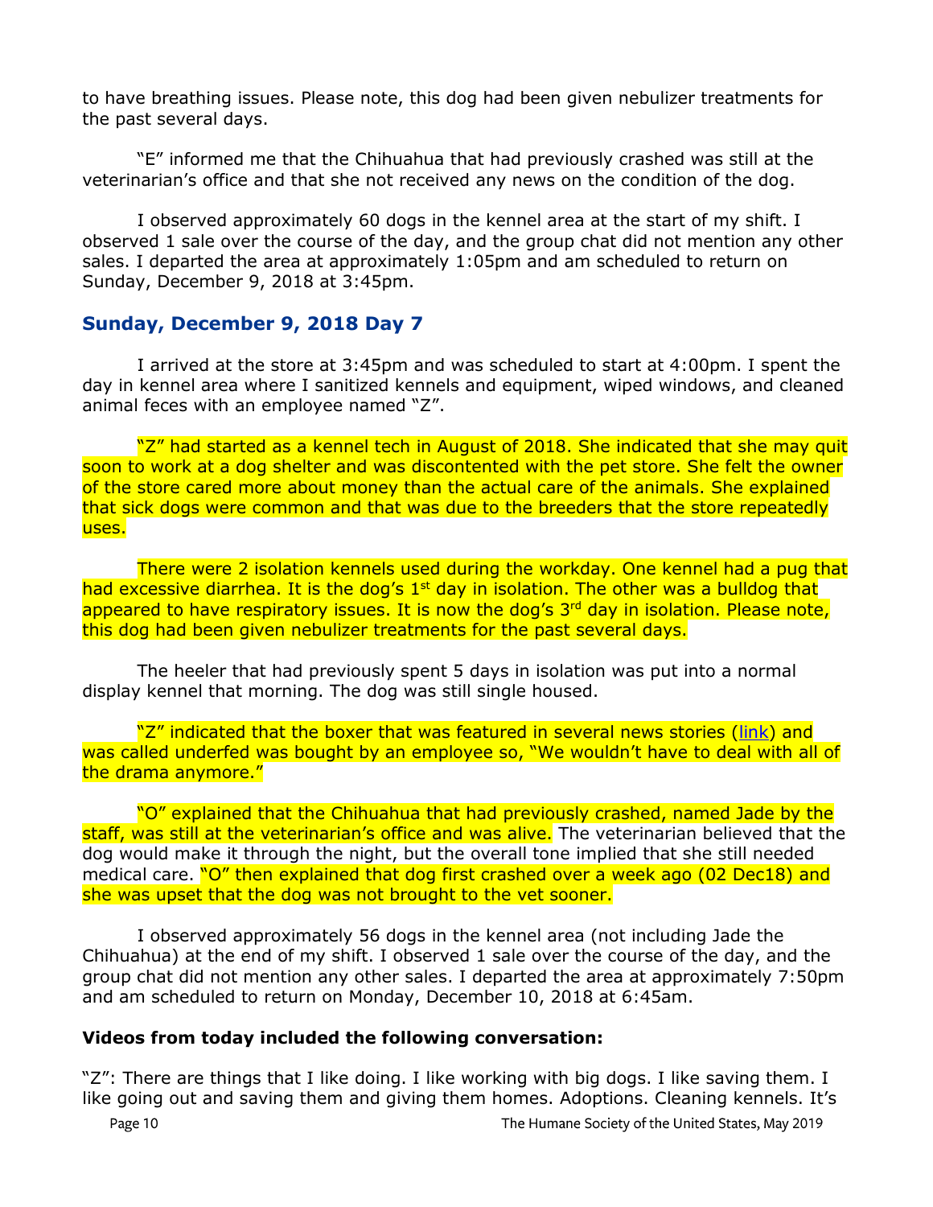to have breathing issues. Please note, this dog had been given nebulizer treatments for the past several days.

"E" informed me that the Chihuahua that had previously crashed was still at the veterinarian's office and that she not received any news on the condition of the dog.

I observed approximately 60 dogs in the kennel area at the start of my shift. I observed 1 sale over the course of the day, and the group chat did not mention any other sales. I departed the area at approximately 1:05pm and am scheduled to return on Sunday, December 9, 2018 at 3:45pm.

## Sunday, December 9, 2018 Day 7

I arrived at the store at 3:45pm and was scheduled to start at 4:00pm. I spent the day in kennel area where I sanitized kennels and equipment, wiped windows, and cleaned animal feces with an employee named "Z".

"Z" had started as a kennel tech in August of 2018. She indicated that she may quit soon to work at a dog shelter and was discontented with the pet store. She felt the owner of the store cared more about money than the actual care of the animals. She explained that sick dogs were common and that was due to the breeders that the store repeatedly uses.

There were 2 isolation kennels used during the workday. One kennel had a pug that had excessive diarrhea. It is the dog's 1st day in isolation. The other was a bulldog that appeared to have respiratory issues. It is now the dog's 3rd day in isolation. Please note, this dog had been given nebulizer treatments for the past several days.

The heeler that had previously spent 5 days in isolation was put into a normal display kennel that morning. The dog was still single housed.

"Z" indicated that the boxer that was featured in several news stories (link) and was called underfed was bought by an employee so, "We wouldn't have to deal with all of the drama anymore."

"O" explained that the Chihuahua that had previously crashed, named Jade by the staff, was still at the veterinarian's office and was alive. The veterinarian believed that the dog would make it through the night, but the overall tone implied that she still needed medical care. "O" then explained that dog first crashed over a week ago (02 Dec18) and she was upset that the dog was not brought to the vet sooner.

I observed approximately 56 dogs in the kennel area (not including Jade the Chihuahua) at the end of my shift. I observed 1 sale over the course of the day, and the group chat did not mention any other sales. I departed the area at approximately 7:50pm and am scheduled to return on Monday, December 10, 2018 at 6:45am.

**Videos from today included the following conversation:**

"Z": There are things that I like doing. I like working with big dogs. I like saving them. I like going out and saving them and giving them homes. Adoptions. Cleaning kennels. It's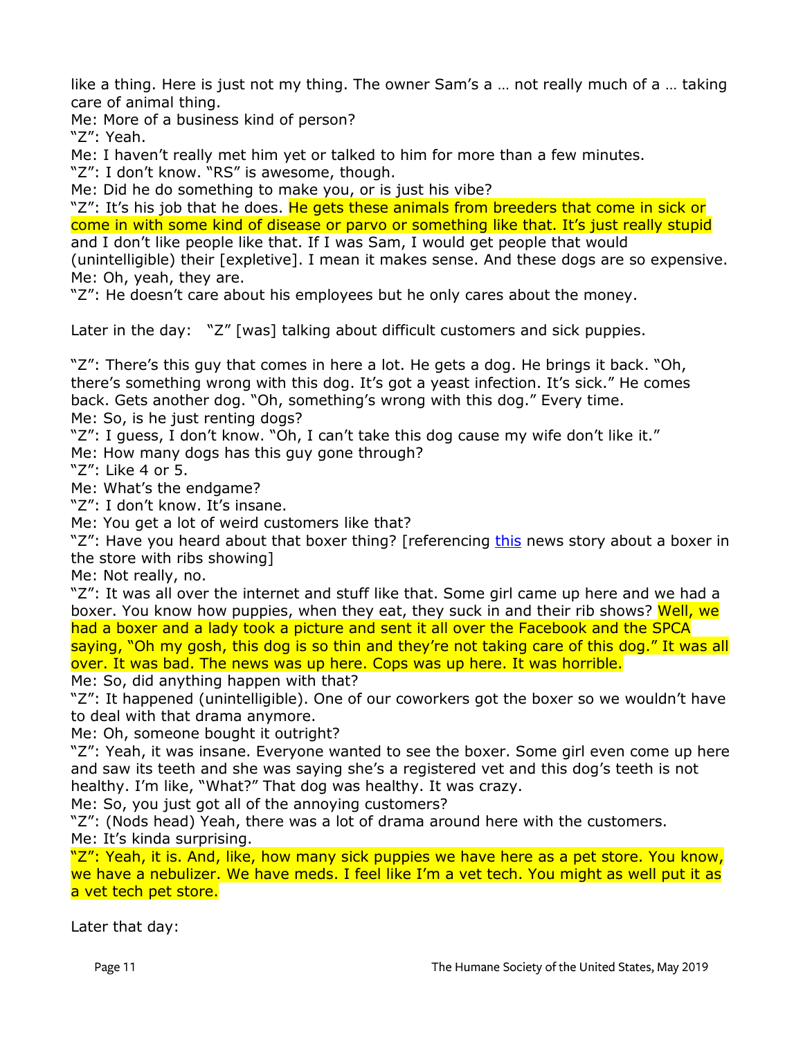like a thing. Here is just not my thing. The owner Sam's a … not really much of a … taking care of animal thing.
Me: More of a business kind of person?
"Z": Yeah.
Me: I haven't really met him yet or talked to him for more than a few minutes.
"Z": I don't know. "RS" is awesome, though.
Me: Did he do something to make you, or is just his vibe?
"Z": It's his job that he does. He gets these animals from breeders that come in sick or come in with some kind of disease or parvo or something like that. It's just really stupid and I don't like people like that. If I was Sam, I would get people that would (unintelligible) their [expletive]. I mean it makes sense. And these dogs are so expensive.
Me: Oh, yeah, they are.
"Z": He doesn't care about his employees but he only cares about the money.

Later in the day: "Z" [was] talking about difficult customers and sick puppies.

"Z": There's this guy that comes in here a lot. He gets a dog. He brings it back. "Oh, there's something wrong with this dog. It's got a yeast infection. It's sick." He comes back. Gets another dog. "Oh, something's wrong with this dog." Every time.
Me: So, is he just renting dogs?
"Z": I guess, I don't know. "Oh, I can't take this dog cause my wife don't like it."
Me: How many dogs has this guy gone through?
"Z": Like 4 or 5.
Me: What's the endgame?
"Z": I don't know. It's insane.
Me: You get a lot of weird customers like that?
"Z": Have you heard about that boxer thing? [referencing this news story about a boxer in the store with ribs showing]
Me: Not really, no.
"Z": It was all over the internet and stuff like that. Some girl came up here and we had a boxer. You know how puppies, when they eat, they suck in and their rib shows? Well, we had a boxer and a lady took a picture and sent it all over the Facebook and the SPCA saying, "Oh my gosh, this dog is so thin and they're not taking care of this dog." It was all over. It was bad. The news was up here. Cops was up here. It was horrible.
Me: So, did anything happen with that?
"Z": It happened (unintelligible). One of our coworkers got the boxer so we wouldn't have to deal with that drama anymore.
Me: Oh, someone bought it outright?
"Z": Yeah, it was insane. Everyone wanted to see the boxer. Some girl even come up here and saw its teeth and she was saying she's a registered vet and this dog's teeth is not healthy. I'm like, "What?" That dog was healthy. It was crazy.
Me: So, you just got all of the annoying customers?
"Z": (Nods head) Yeah, there was a lot of drama around here with the customers.
Me: It's kinda surprising.
"Z": Yeah, it is. And, like, how many sick puppies we have here as a pet store. You know, we have a nebulizer. We have meds. I feel like I'm a vet tech. You might as well put it as a vet tech pet store.

Later that day: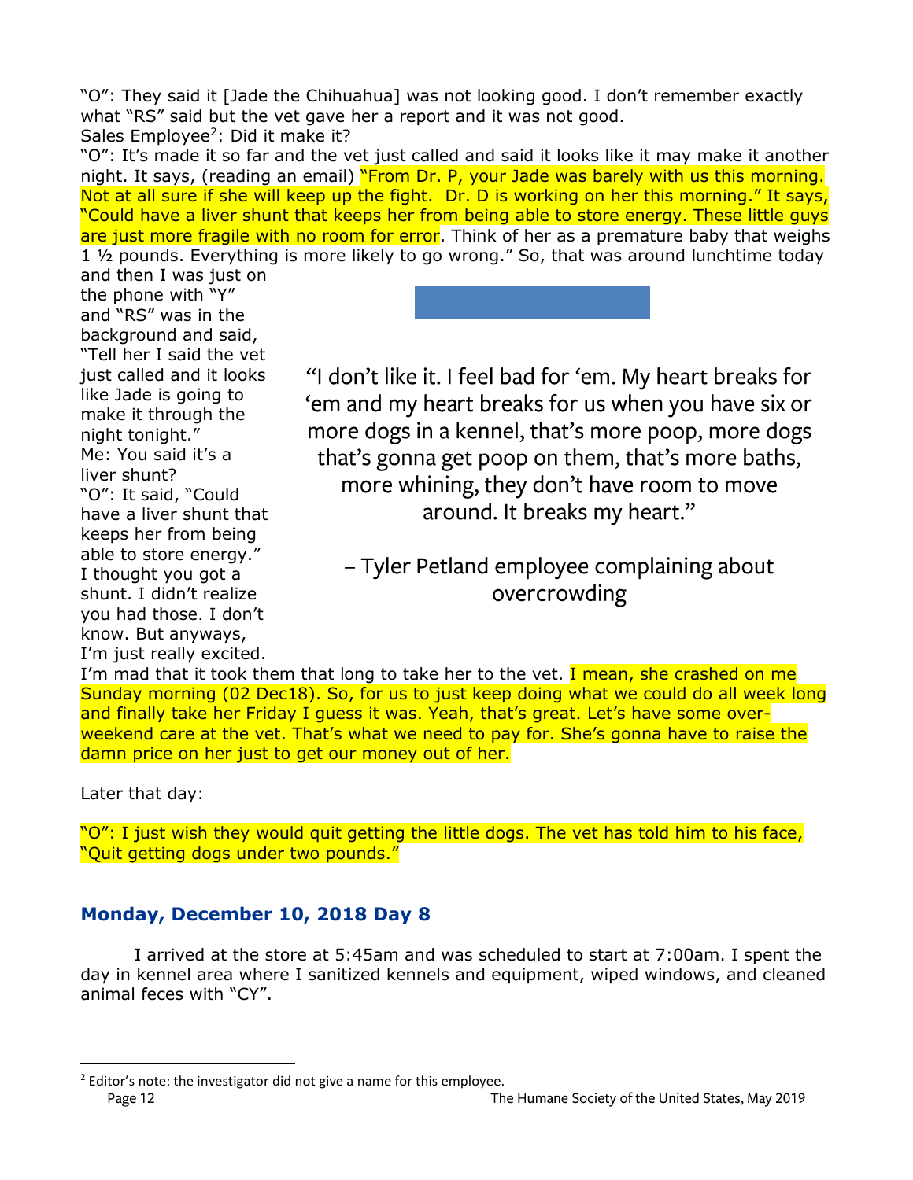"O": They said it [Jade the Chihuahua] was not looking good. I don't remember exactly what "RS" said but the vet gave her a report and it was not good.

Sales Employee[2]: Did it make it?

"O": It's made it so far and the vet just called and said it looks like it may make it another night. It says, (reading an email) "From Dr. P, your Jade was barely with us this morning. Not at all sure if she will keep up the fight. Dr. D is working on her this morning." It says, "Could have a liver shunt that keeps her from being able to store energy. These little guys are just more fragile with no room for error. Think of her as a premature baby that weighs 1 ½ pounds. Everything is more likely to go wrong." So, that was around lunchtime today and then I was just on the phone with "Y" and "RS" was in the background and said, "Tell her I said the vet just called and it looks like Jade is going to make it through the night tonight."

Me: You said it's a liver shunt?

"O": It said, "Could have a liver shunt that keeps her from being able to store energy." I thought you got a shunt. I didn't realize you had those. I don't know. But anyways, I'm just really excited. I'm mad that it took them that long to take her to the vet. I mean, she crashed on me Sunday morning (02 Dec18). So, for us to just keep doing what we could do all week long and finally take her Friday I guess it was. Yeah, that's great. Let's have some over-weekend care at the vet. That's what we need to pay for. She's gonna have to raise the damn price on her just to get our money out of her.

> "I don't like it. I feel bad for 'em. My heart breaks for 'em and my heart breaks for us when you have six or more dogs in a kennel, that's more poop, more dogs that's gonna get poop on them, that's more baths, more whining, they don't have room to move around. It breaks my heart."
>
> – Tyler Petland employee complaining about overcrowding

Later that day:

"O": I just wish they would quit getting the little dogs. The vet has told him to his face, "Quit getting dogs under two pounds."

## Monday, December 10, 2018 Day 8

I arrived at the store at 5:45am and was scheduled to start at 7:00am. I spent the day in kennel area where I sanitized kennels and equipment, wiped windows, and cleaned animal feces with "CY".

---

[2] Editor's note: the investigator did not give a name for this employee.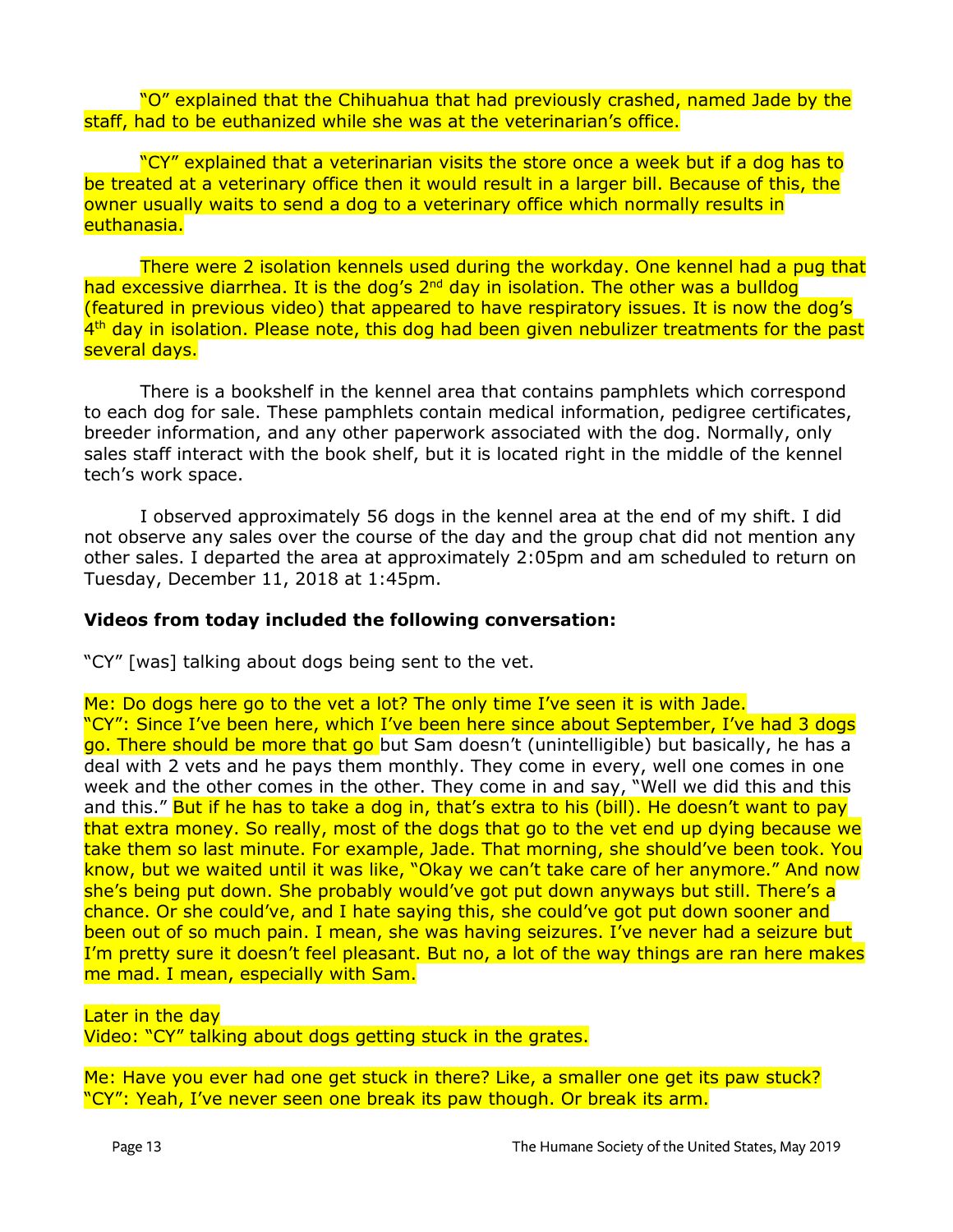"O" explained that the Chihuahua that had previously crashed, named Jade by the staff, had to be euthanized while she was at the veterinarian's office.

"CY" explained that a veterinarian visits the store once a week but if a dog has to be treated at a veterinary office then it would result in a larger bill. Because of this, the owner usually waits to send a dog to a veterinary office which normally results in euthanasia.

There were 2 isolation kennels used during the workday. One kennel had a pug that had excessive diarrhea. It is the dog's 2nd day in isolation. The other was a bulldog (featured in previous video) that appeared to have respiratory issues. It is now the dog's 4th day in isolation. Please note, this dog had been given nebulizer treatments for the past several days.

There is a bookshelf in the kennel area that contains pamphlets which correspond to each dog for sale. These pamphlets contain medical information, pedigree certificates, breeder information, and any other paperwork associated with the dog. Normally, only sales staff interact with the book shelf, but it is located right in the middle of the kennel tech's work space.

I observed approximately 56 dogs in the kennel area at the end of my shift. I did not observe any sales over the course of the day and the group chat did not mention any other sales. I departed the area at approximately 2:05pm and am scheduled to return on Tuesday, December 11, 2018 at 1:45pm.

**Videos from today included the following conversation:**

"CY" [was] talking about dogs being sent to the vet.

Me: Do dogs here go to the vet a lot? The only time I've seen it is with Jade.
"CY": Since I've been here, which I've been here since about September, I've had 3 dogs go. There should be more that go but Sam doesn't (unintelligible) but basically, he has a deal with 2 vets and he pays them monthly. They come in every, well one comes in one week and the other comes in the other. They come in and say, "Well we did this and this and this." But if he has to take a dog in, that's extra to his (bill). He doesn't want to pay that extra money. So really, most of the dogs that go to the vet end up dying because we take them so last minute. For example, Jade. That morning, she should've been took. You know, but we waited until it was like, "Okay we can't take care of her anymore." And now she's being put down. She probably would've got put down anyways but still. There's a chance. Or she could've, and I hate saying this, she could've got put down sooner and been out of so much pain. I mean, she was having seizures. I've never had a seizure but I'm pretty sure it doesn't feel pleasant. But no, a lot of the way things are ran here makes me mad. I mean, especially with Sam.

Later in the day
Video: "CY" talking about dogs getting stuck in the grates.

Me: Have you ever had one get stuck in there? Like, a smaller one get its paw stuck?
"CY": Yeah, I've never seen one break its paw though. Or break its arm.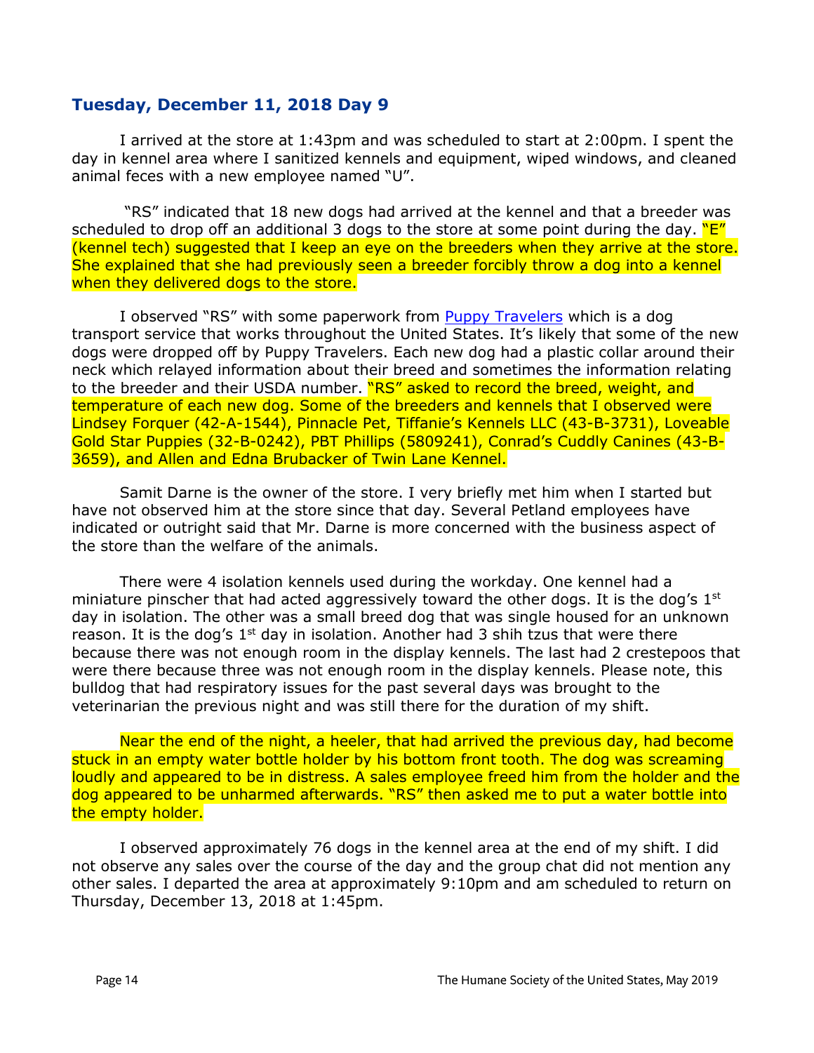### Tuesday, December 11, 2018 Day 9

I arrived at the store at 1:43pm and was scheduled to start at 2:00pm. I spent the day in kennel area where I sanitized kennels and equipment, wiped windows, and cleaned animal feces with a new employee named "U".

"RS" indicated that 18 new dogs had arrived at the kennel and that a breeder was scheduled to drop off an additional 3 dogs to the store at some point during the day. "E" (kennel tech) suggested that I keep an eye on the breeders when they arrive at the store. She explained that she had previously seen a breeder forcibly throw a dog into a kennel when they delivered dogs to the store.

I observed "RS" with some paperwork from Puppy Travelers which is a dog transport service that works throughout the United States. It's likely that some of the new dogs were dropped off by Puppy Travelers. Each new dog had a plastic collar around their neck which relayed information about their breed and sometimes the information relating to the breeder and their USDA number. "RS" asked to record the breed, weight, and temperature of each new dog. Some of the breeders and kennels that I observed were Lindsey Forquer (42-A-1544), Pinnacle Pet, Tiffanie's Kennels LLC (43-B-3731), Loveable Gold Star Puppies (32-B-0242), PBT Phillips (5809241), Conrad's Cuddly Canines (43-B-3659), and Allen and Edna Brubacker of Twin Lane Kennel.

Samit Darne is the owner of the store. I very briefly met him when I started but have not observed him at the store since that day. Several Petland employees have indicated or outright said that Mr. Darne is more concerned with the business aspect of the store than the welfare of the animals.

There were 4 isolation kennels used during the workday. One kennel had a miniature pinscher that had acted aggressively toward the other dogs. It is the dog's 1st day in isolation. The other was a small breed dog that was single housed for an unknown reason. It is the dog's 1st day in isolation. Another had 3 shih tzus that were there because there was not enough room in the display kennels. The last had 2 crestepoos that were there because three was not enough room in the display kennels. Please note, this bulldog that had respiratory issues for the past several days was brought to the veterinarian the previous night and was still there for the duration of my shift.

Near the end of the night, a heeler, that had arrived the previous day, had become stuck in an empty water bottle holder by his bottom front tooth. The dog was screaming loudly and appeared to be in distress. A sales employee freed him from the holder and the dog appeared to be unharmed afterwards. "RS" then asked me to put a water bottle into the empty holder.

I observed approximately 76 dogs in the kennel area at the end of my shift. I did not observe any sales over the course of the day and the group chat did not mention any other sales. I departed the area at approximately 9:10pm and am scheduled to return on Thursday, December 13, 2018 at 1:45pm.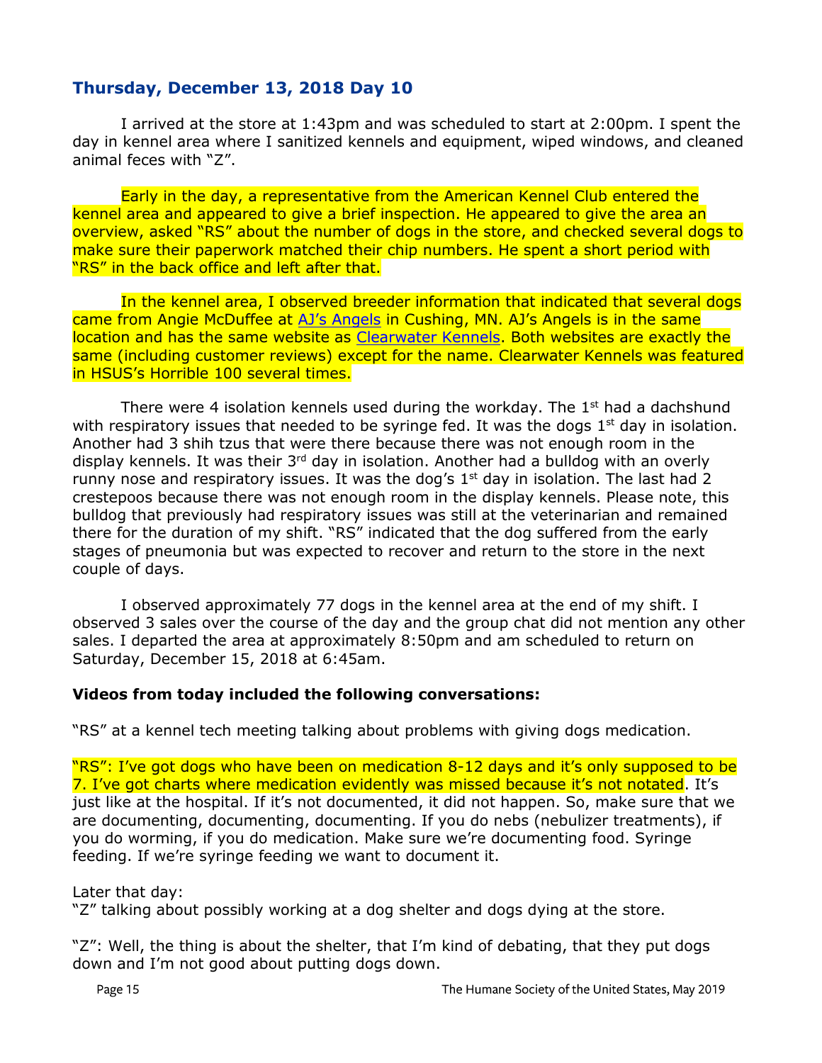## Thursday, December 13, 2018 Day 10

I arrived at the store at 1:43pm and was scheduled to start at 2:00pm. I spent the day in kennel area where I sanitized kennels and equipment, wiped windows, and cleaned animal feces with "Z".

Early in the day, a representative from the American Kennel Club entered the kennel area and appeared to give a brief inspection. He appeared to give the area an overview, asked "RS" about the number of dogs in the store, and checked several dogs to make sure their paperwork matched their chip numbers. He spent a short period with "RS" in the back office and left after that.

In the kennel area, I observed breeder information that indicated that several dogs came from Angie McDuffee at AJ's Angels in Cushing, MN. AJ's Angels is in the same location and has the same website as Clearwater Kennels. Both websites are exactly the same (including customer reviews) except for the name. Clearwater Kennels was featured in HSUS's Horrible 100 several times.

There were 4 isolation kennels used during the workday. The 1st had a dachshund with respiratory issues that needed to be syringe fed. It was the dogs 1st day in isolation. Another had 3 shih tzus that were there because there was not enough room in the display kennels. It was their 3rd day in isolation. Another had a bulldog with an overly runny nose and respiratory issues. It was the dog's 1st day in isolation. The last had 2 crestepoos because there was not enough room in the display kennels. Please note, this bulldog that previously had respiratory issues was still at the veterinarian and remained there for the duration of my shift. "RS" indicated that the dog suffered from the early stages of pneumonia but was expected to recover and return to the store in the next couple of days.

I observed approximately 77 dogs in the kennel area at the end of my shift. I observed 3 sales over the course of the day and the group chat did not mention any other sales. I departed the area at approximately 8:50pm and am scheduled to return on Saturday, December 15, 2018 at 6:45am.

**Videos from today included the following conversations:**

"RS" at a kennel tech meeting talking about problems with giving dogs medication.

"RS": I've got dogs who have been on medication 8-12 days and it's only supposed to be 7. I've got charts where medication evidently was missed because it's not notated. It's just like at the hospital. If it's not documented, it did not happen. So, make sure that we are documenting, documenting, documenting. If you do nebs (nebulizer treatments), if you do worming, if you do medication. Make sure we're documenting food. Syringe feeding. If we're syringe feeding we want to document it.

Later that day:
"Z" talking about possibly working at a dog shelter and dogs dying at the store.

"Z": Well, the thing is about the shelter, that I'm kind of debating, that they put dogs down and I'm not good about putting dogs down.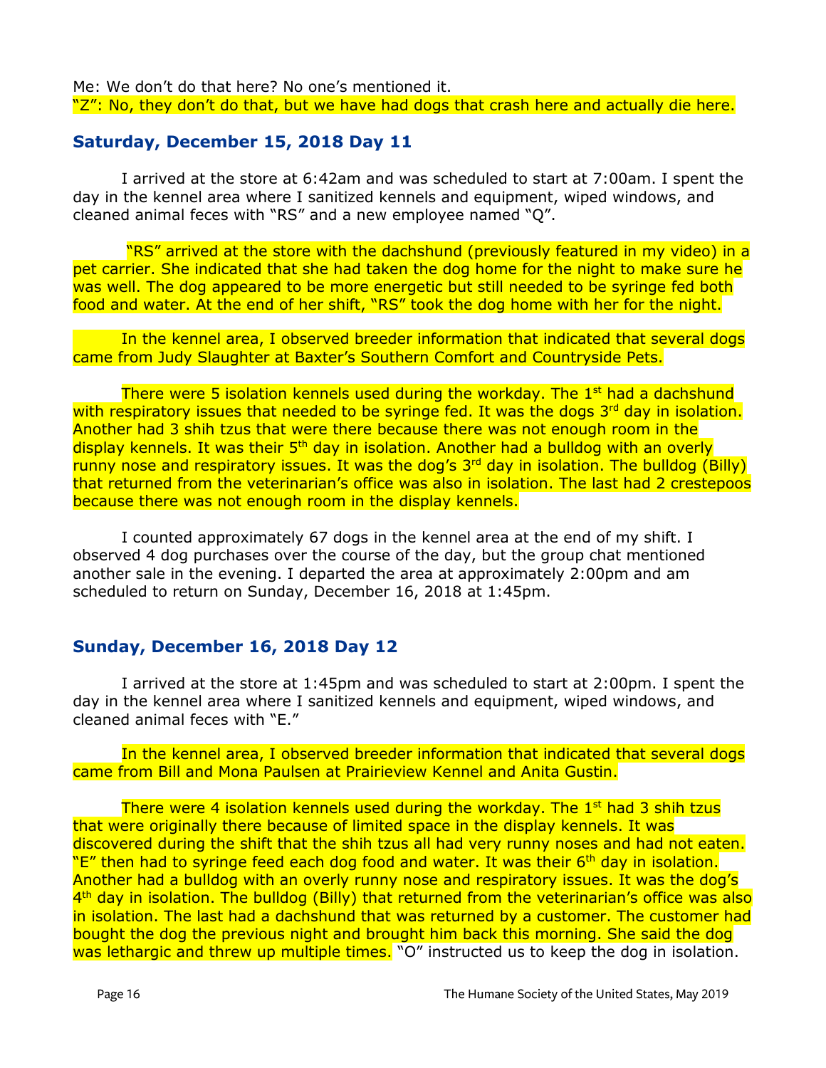Me: We don't do that here? No one's mentioned it.
"Z": No, they don't do that, but we have had dogs that crash here and actually die here.

## Saturday, December 15, 2018 Day 11

I arrived at the store at 6:42am and was scheduled to start at 7:00am. I spent the day in the kennel area where I sanitized kennels and equipment, wiped windows, and cleaned animal feces with "RS" and a new employee named "Q".

"RS" arrived at the store with the dachshund (previously featured in my video) in a pet carrier. She indicated that she had taken the dog home for the night to make sure he was well. The dog appeared to be more energetic but still needed to be syringe fed both food and water. At the end of her shift, "RS" took the dog home with her for the night.

In the kennel area, I observed breeder information that indicated that several dogs came from Judy Slaughter at Baxter's Southern Comfort and Countryside Pets.

There were 5 isolation kennels used during the workday. The 1st had a dachshund with respiratory issues that needed to be syringe fed. It was the dogs 3rd day in isolation. Another had 3 shih tzus that were there because there was not enough room in the display kennels. It was their 5th day in isolation. Another had a bulldog with an overly runny nose and respiratory issues. It was the dog's 3rd day in isolation. The bulldog (Billy) that returned from the veterinarian's office was also in isolation. The last had 2 crestepoos because there was not enough room in the display kennels.

I counted approximately 67 dogs in the kennel area at the end of my shift. I observed 4 dog purchases over the course of the day, but the group chat mentioned another sale in the evening. I departed the area at approximately 2:00pm and am scheduled to return on Sunday, December 16, 2018 at 1:45pm.

## Sunday, December 16, 2018 Day 12

I arrived at the store at 1:45pm and was scheduled to start at 2:00pm. I spent the day in the kennel area where I sanitized kennels and equipment, wiped windows, and cleaned animal feces with "E."

In the kennel area, I observed breeder information that indicated that several dogs came from Bill and Mona Paulsen at Prairieview Kennel and Anita Gustin.

There were 4 isolation kennels used during the workday. The 1st had 3 shih tzus that were originally there because of limited space in the display kennels. It was discovered during the shift that the shih tzus all had very runny noses and had not eaten. "E" then had to syringe feed each dog food and water. It was their 6th day in isolation. Another had a bulldog with an overly runny nose and respiratory issues. It was the dog's 4th day in isolation. The bulldog (Billy) that returned from the veterinarian's office was also in isolation. The last had a dachshund that was returned by a customer. The customer had bought the dog the previous night and brought him back this morning. She said the dog was lethargic and threw up multiple times. "O" instructed us to keep the dog in isolation.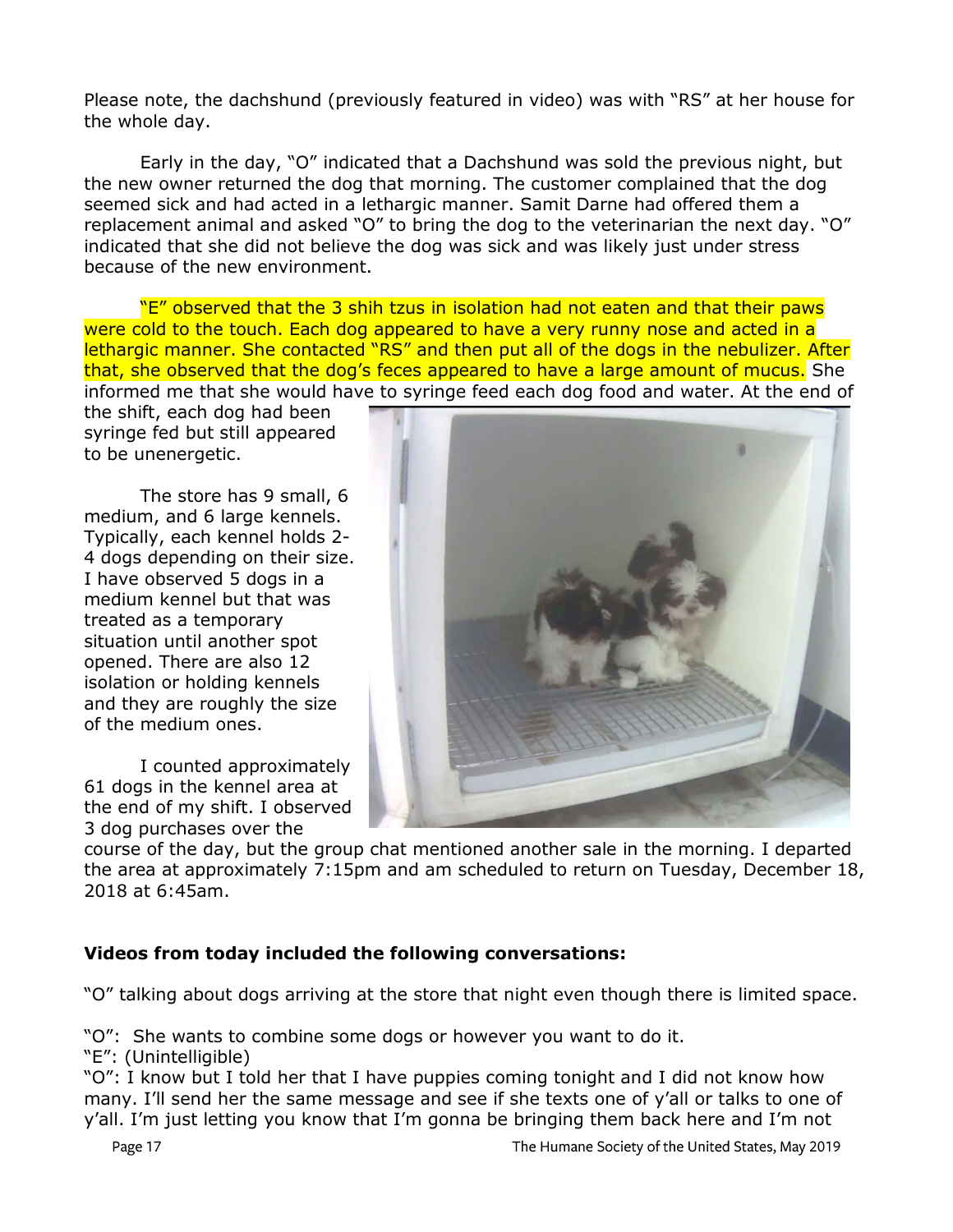Please note, the dachshund (previously featured in video) was with "RS" at her house for the whole day.

Early in the day, "O" indicated that a Dachshund was sold the previous night, but the new owner returned the dog that morning. The customer complained that the dog seemed sick and had acted in a lethargic manner. Samit Darne had offered them a replacement animal and asked "O" to bring the dog to the veterinarian the next day. "O" indicated that she did not believe the dog was sick and was likely just under stress because of the new environment.

"E" observed that the 3 shih tzus in isolation had not eaten and that their paws were cold to the touch. Each dog appeared to have a very runny nose and acted in a lethargic manner. She contacted "RS" and then put all of the dogs in the nebulizer. After that, she observed that the dog's feces appeared to have a large amount of mucus. She informed me that she would have to syringe feed each dog food and water. At the end of the shift, each dog had been syringe fed but still appeared to be unenergetic.

The store has 9 small, 6 medium, and 6 large kennels. Typically, each kennel holds 2-4 dogs depending on their size. I have observed 5 dogs in a medium kennel but that was treated as a temporary situation until another spot opened. There are also 12 isolation or holding kennels and they are roughly the size of the medium ones.

I counted approximately 61 dogs in the kennel area at the end of my shift. I observed 3 dog purchases over the course of the day, but the group chat mentioned another sale in the morning. I departed the area at approximately 7:15pm and am scheduled to return on Tuesday, December 18, 2018 at 6:45am.

**Videos from today included the following conversations:**

"O" talking about dogs arriving at the store that night even though there is limited space.

"O": She wants to combine some dogs or however you want to do it.
"E": (Unintelligible)
"O": I know but I told her that I have puppies coming tonight and I did not know how many. I'll send her the same message and see if she texts one of y'all or talks to one of y'all. I'm just letting you know that I'm gonna be bringing them back here and I'm not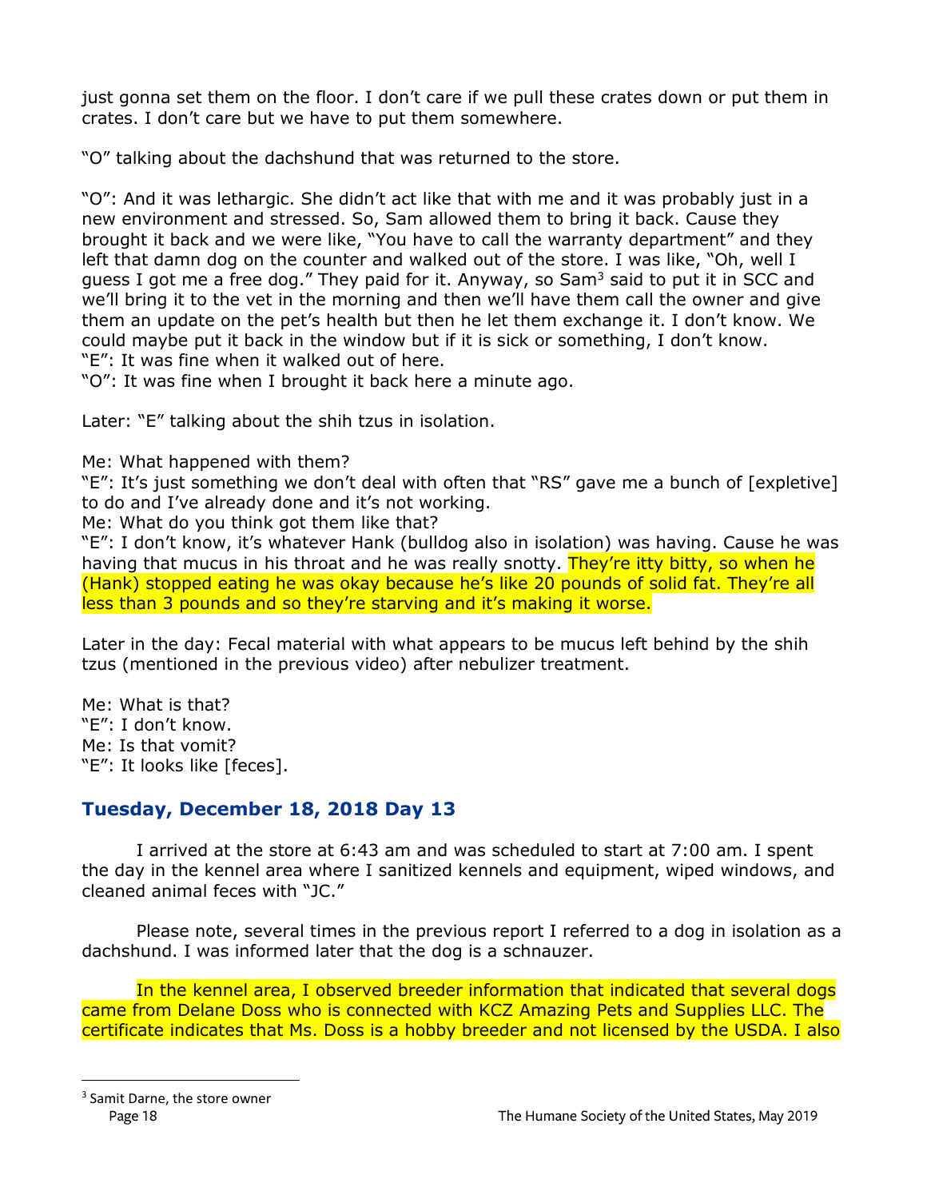just gonna set them on the floor. I don't care if we pull these crates down or put them in crates. I don't care but we have to put them somewhere.

"O" talking about the dachshund that was returned to the store.

"O": And it was lethargic. She didn't act like that with me and it was probably just in a new environment and stressed. So, Sam allowed them to bring it back. Cause they brought it back and we were like, "You have to call the warranty department" and they left that damn dog on the counter and walked out of the store. I was like, "Oh, well I guess I got me a free dog." They paid for it. Anyway, so Sam[3] said to put it in SCC and we'll bring it to the vet in the morning and then we'll have them call the owner and give them an update on the pet's health but then he let them exchange it. I don't know. We could maybe put it back in the window but if it is sick or something, I don't know.
"E": It was fine when it walked out of here.
"O": It was fine when I brought it back here a minute ago.

Later: "E" talking about the shih tzus in isolation.

Me: What happened with them?
"E": It's just something we don't deal with often that "RS" gave me a bunch of [expletive] to do and I've already done and it's not working.
Me: What do you think got them like that?
"E": I don't know, it's whatever Hank (bulldog also in isolation) was having. Cause he was having that mucus in his throat and he was really snotty. They're itty bitty, so when he (Hank) stopped eating he was okay because he's like 20 pounds of solid fat. They're all less than 3 pounds and so they're starving and it's making it worse.

Later in the day: Fecal material with what appears to be mucus left behind by the shih tzus (mentioned in the previous video) after nebulizer treatment.

Me: What is that?
"E": I don't know.
Me: Is that vomit?
"E": It looks like [feces].

## Tuesday, December 18, 2018 Day 13

I arrived at the store at 6:43 am and was scheduled to start at 7:00 am. I spent the day in the kennel area where I sanitized kennels and equipment, wiped windows, and cleaned animal feces with "JC."

Please note, several times in the previous report I referred to a dog in isolation as a dachshund. I was informed later that the dog is a schnauzer.

In the kennel area, I observed breeder information that indicated that several dogs came from Delane Doss who is connected with KCZ Amazing Pets and Supplies LLC. The certificate indicates that Ms. Doss is a hobby breeder and not licensed by the USDA. I also

[3] Samit Darne, the store owner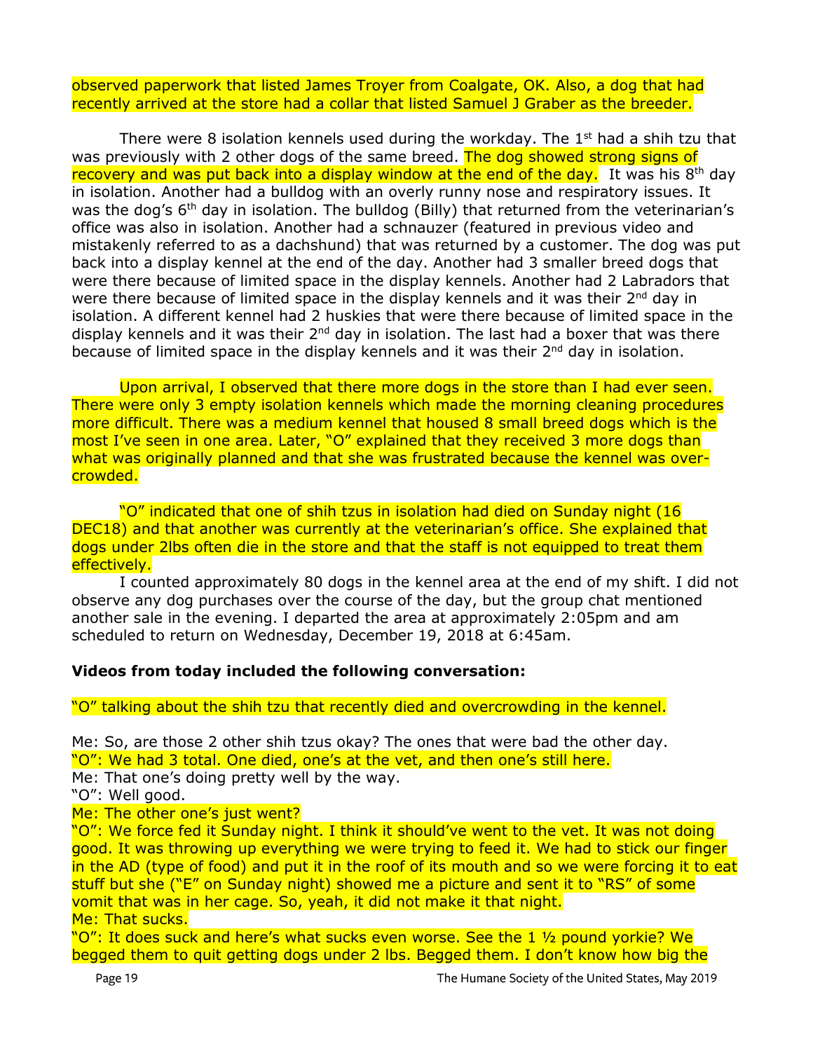observed paperwork that listed James Troyer from Coalgate, OK. Also, a dog that had recently arrived at the store had a collar that listed Samuel J Graber as the breeder.

There were 8 isolation kennels used during the workday. The 1st had a shih tzu that was previously with 2 other dogs of the same breed. The dog showed strong signs of recovery and was put back into a display window at the end of the day. It was his 8th day in isolation. Another had a bulldog with an overly runny nose and respiratory issues. It was the dog's 6th day in isolation. The bulldog (Billy) that returned from the veterinarian's office was also in isolation. Another had a schnauzer (featured in previous video and mistakenly referred to as a dachshund) that was returned by a customer. The dog was put back into a display kennel at the end of the day. Another had 3 smaller breed dogs that were there because of limited space in the display kennels. Another had 2 Labradors that were there because of limited space in the display kennels and it was their 2nd day in isolation. A different kennel had 2 huskies that were there because of limited space in the display kennels and it was their 2nd day in isolation. The last had a boxer that was there because of limited space in the display kennels and it was their 2nd day in isolation.

Upon arrival, I observed that there more dogs in the store than I had ever seen. There were only 3 empty isolation kennels which made the morning cleaning procedures more difficult. There was a medium kennel that housed 8 small breed dogs which is the most I've seen in one area. Later, "O" explained that they received 3 more dogs than what was originally planned and that she was frustrated because the kennel was over-crowded.

"O" indicated that one of shih tzus in isolation had died on Sunday night (16 DEC18) and that another was currently at the veterinarian's office. She explained that dogs under 2lbs often die in the store and that the staff is not equipped to treat them effectively.

I counted approximately 80 dogs in the kennel area at the end of my shift. I did not observe any dog purchases over the course of the day, but the group chat mentioned another sale in the evening. I departed the area at approximately 2:05pm and am scheduled to return on Wednesday, December 19, 2018 at 6:45am.

**Videos from today included the following conversation:**

"O" talking about the shih tzu that recently died and overcrowding in the kennel.

Me: So, are those 2 other shih tzus okay? The ones that were bad the other day.
"O": We had 3 total. One died, one's at the vet, and then one's still here.
Me: That one's doing pretty well by the way.
"O": Well good.
Me: The other one's just went?
"O": We force fed it Sunday night. I think it should've went to the vet. It was not doing good. It was throwing up everything we were trying to feed it. We had to stick our finger in the AD (type of food) and put it in the roof of its mouth and so we were forcing it to eat stuff but she ("E" on Sunday night) showed me a picture and sent it to "RS" of some vomit that was in her cage. So, yeah, it did not make it that night.
Me: That sucks.
"O": It does suck and here's what sucks even worse. See the 1 ½ pound yorkie? We begged them to quit getting dogs under 2 lbs. Begged them. I don't know how big the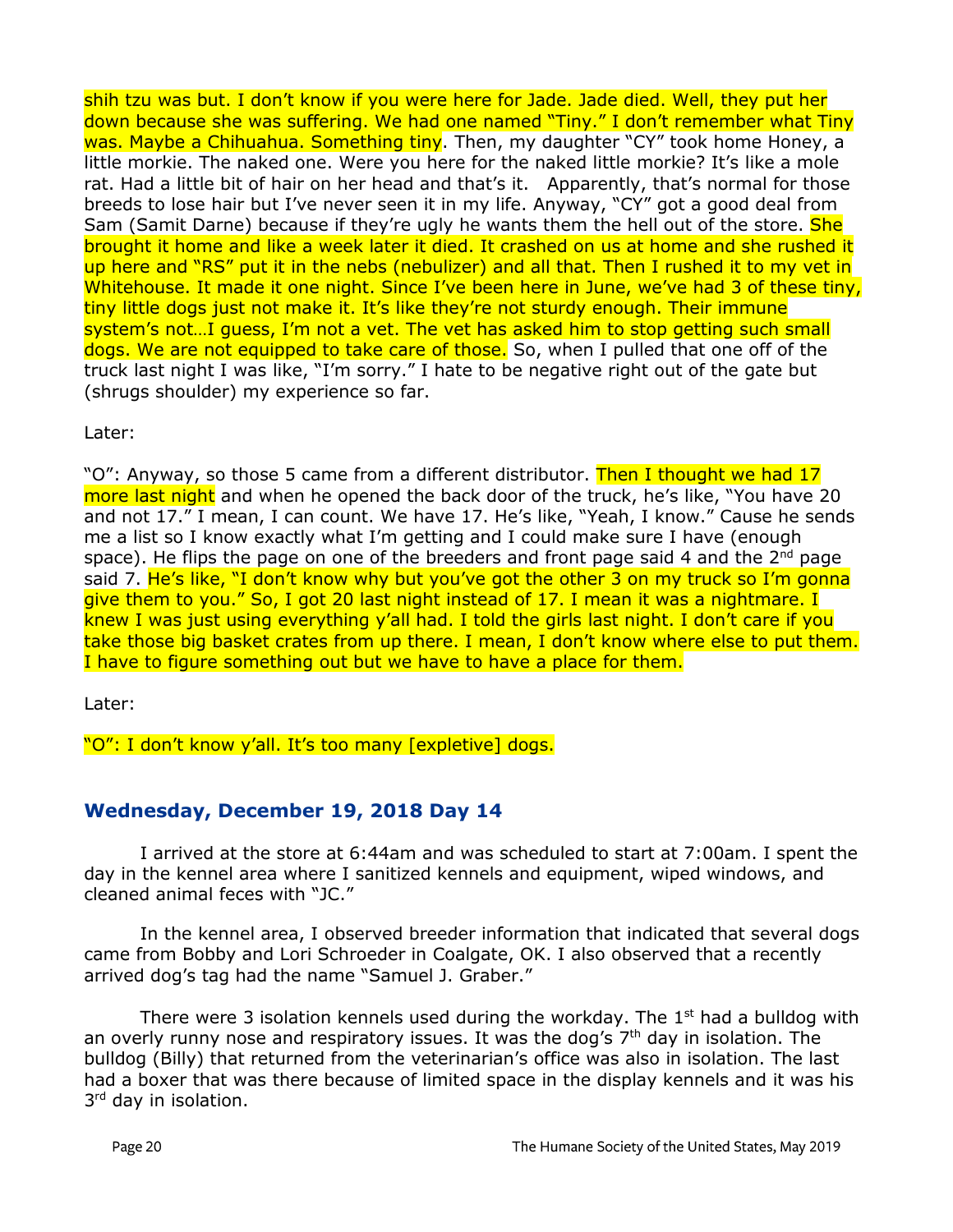shih tzu was but. I don't know if you were here for Jade. Jade died. Well, they put her down because she was suffering. We had one named "Tiny." I don't remember what Tiny was. Maybe a Chihuahua. Something tiny. Then, my daughter "CY" took home Honey, a little morkie. The naked one. Were you here for the naked little morkie? It's like a mole rat. Had a little bit of hair on her head and that's it.   Apparently, that's normal for those breeds to lose hair but I've never seen it in my life. Anyway, "CY" got a good deal from Sam (Samit Darne) because if they're ugly he wants them the hell out of the store. She brought it home and like a week later it died. It crashed on us at home and she rushed it up here and "RS" put it in the nebs (nebulizer) and all that. Then I rushed it to my vet in Whitehouse. It made it one night. Since I've been here in June, we've had 3 of these tiny, tiny little dogs just not make it. It's like they're not sturdy enough. Their immune system's not…I guess, I'm not a vet. The vet has asked him to stop getting such small dogs. We are not equipped to take care of those. So, when I pulled that one off of the truck last night I was like, "I'm sorry." I hate to be negative right out of the gate but (shrugs shoulder) my experience so far.

Later:

"O": Anyway, so those 5 came from a different distributor. Then I thought we had 17 more last night and when he opened the back door of the truck, he's like, "You have 20 and not 17." I mean, I can count. We have 17. He's like, "Yeah, I know." Cause he sends me a list so I know exactly what I'm getting and I could make sure I have (enough space). He flips the page on one of the breeders and front page said 4 and the 2nd page said 7. He's like, "I don't know why but you've got the other 3 on my truck so I'm gonna give them to you." So, I got 20 last night instead of 17. I mean it was a nightmare. I knew I was just using everything y'all had. I told the girls last night. I don't care if you take those big basket crates from up there. I mean, I don't know where else to put them. I have to figure something out but we have to have a place for them.

Later:

"O": I don't know y'all. It's too many [expletive] dogs.

### Wednesday, December 19, 2018 Day 14

I arrived at the store at 6:44am and was scheduled to start at 7:00am. I spent the day in the kennel area where I sanitized kennels and equipment, wiped windows, and cleaned animal feces with "JC."

In the kennel area, I observed breeder information that indicated that several dogs came from Bobby and Lori Schroeder in Coalgate, OK. I also observed that a recently arrived dog's tag had the name "Samuel J. Graber."

There were 3 isolation kennels used during the workday. The 1st had a bulldog with an overly runny nose and respiratory issues. It was the dog's 7th day in isolation. The bulldog (Billy) that returned from the veterinarian's office was also in isolation. The last had a boxer that was there because of limited space in the display kennels and it was his 3rd day in isolation.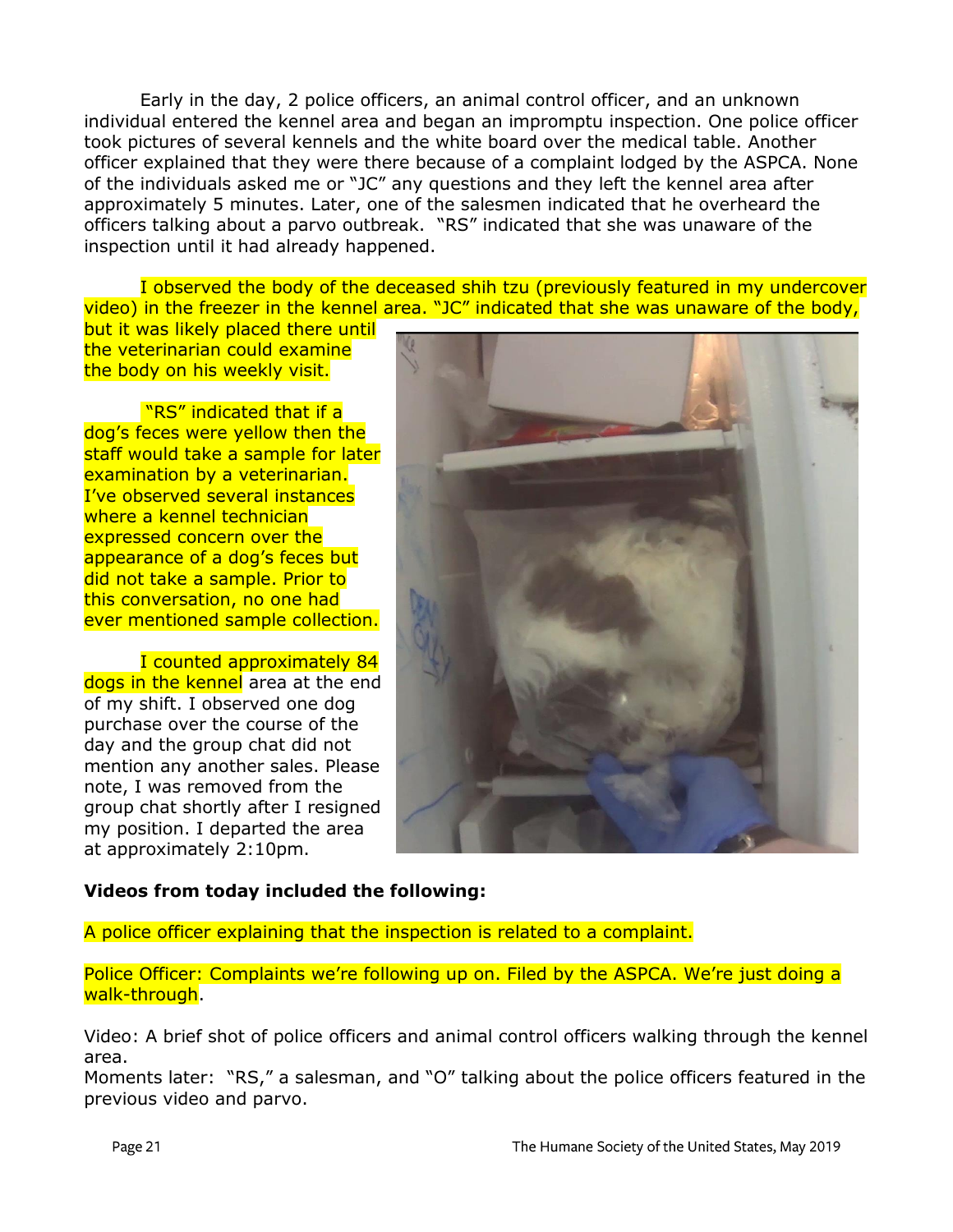Early in the day, 2 police officers, an animal control officer, and an unknown individual entered the kennel area and began an impromptu inspection. One police officer took pictures of several kennels and the white board over the medical table. Another officer explained that they were there because of a complaint lodged by the ASPCA. None of the individuals asked me or "JC" any questions and they left the kennel area after approximately 5 minutes. Later, one of the salesmen indicated that he overheard the officers talking about a parvo outbreak. "RS" indicated that she was unaware of the inspection until it had already happened.

I observed the body of the deceased shih tzu (previously featured in my undercover video) in the freezer in the kennel area. "JC" indicated that she was unaware of the body, but it was likely placed there until the veterinarian could examine the body on his weekly visit.

"RS" indicated that if a dog's feces were yellow then the staff would take a sample for later examination by a veterinarian. I've observed several instances where a kennel technician expressed concern over the appearance of a dog's feces but did not take a sample. Prior to this conversation, no one had ever mentioned sample collection.

I counted approximately 84 dogs in the kennel area at the end of my shift. I observed one dog purchase over the course of the day and the group chat did not mention any another sales. Please note, I was removed from the group chat shortly after I resigned my position. I departed the area at approximately 2:10pm.

**Videos from today included the following:**

A police officer explaining that the inspection is related to a complaint.

Police Officer: Complaints we're following up on. Filed by the ASPCA. We're just doing a walk-through.

Video: A brief shot of police officers and animal control officers walking through the kennel area.
Moments later: "RS," a salesman, and "O" talking about the police officers featured in the previous video and parvo.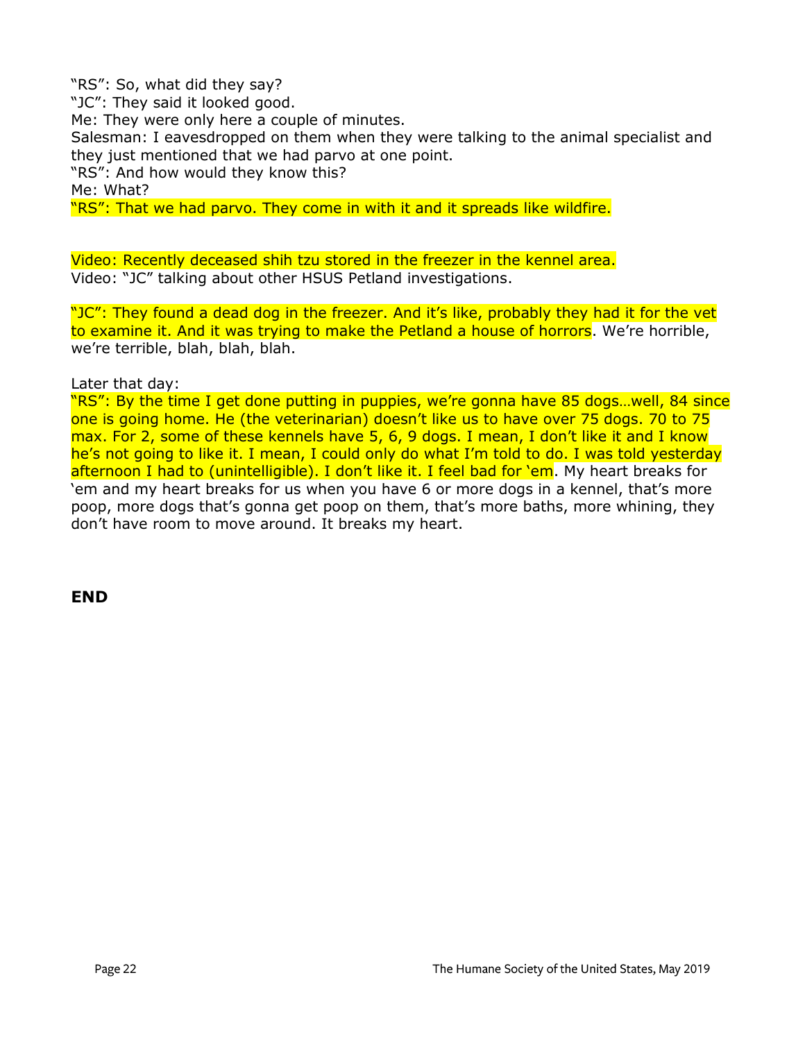"RS": So, what did they say?
"JC": They said it looked good.
Me: They were only here a couple of minutes.
Salesman: I eavesdropped on them when they were talking to the animal specialist and they just mentioned that we had parvo at one point.
"RS": And how would they know this?
Me: What?
"RS": That we had parvo. They come in with it and it spreads like wildfire.

Video: Recently deceased shih tzu stored in the freezer in the kennel area.
Video: "JC" talking about other HSUS Petland investigations.

"JC": They found a dead dog in the freezer. And it's like, probably they had it for the vet to examine it. And it was trying to make the Petland a house of horrors. We're horrible, we're terrible, blah, blah, blah.

Later that day:
"RS": By the time I get done putting in puppies, we're gonna have 85 dogs…well, 84 since one is going home. He (the veterinarian) doesn't like us to have over 75 dogs. 70 to 75 max. For 2, some of these kennels have 5, 6, 9 dogs. I mean, I don't like it and I know he's not going to like it. I mean, I could only do what I'm told to do. I was told yesterday afternoon I had to (unintelligible). I don't like it. I feel bad for 'em. My heart breaks for 'em and my heart breaks for us when you have 6 or more dogs in a kennel, that's more poop, more dogs that's gonna get poop on them, that's more baths, more whining, they don't have room to move around. It breaks my heart.

**END**